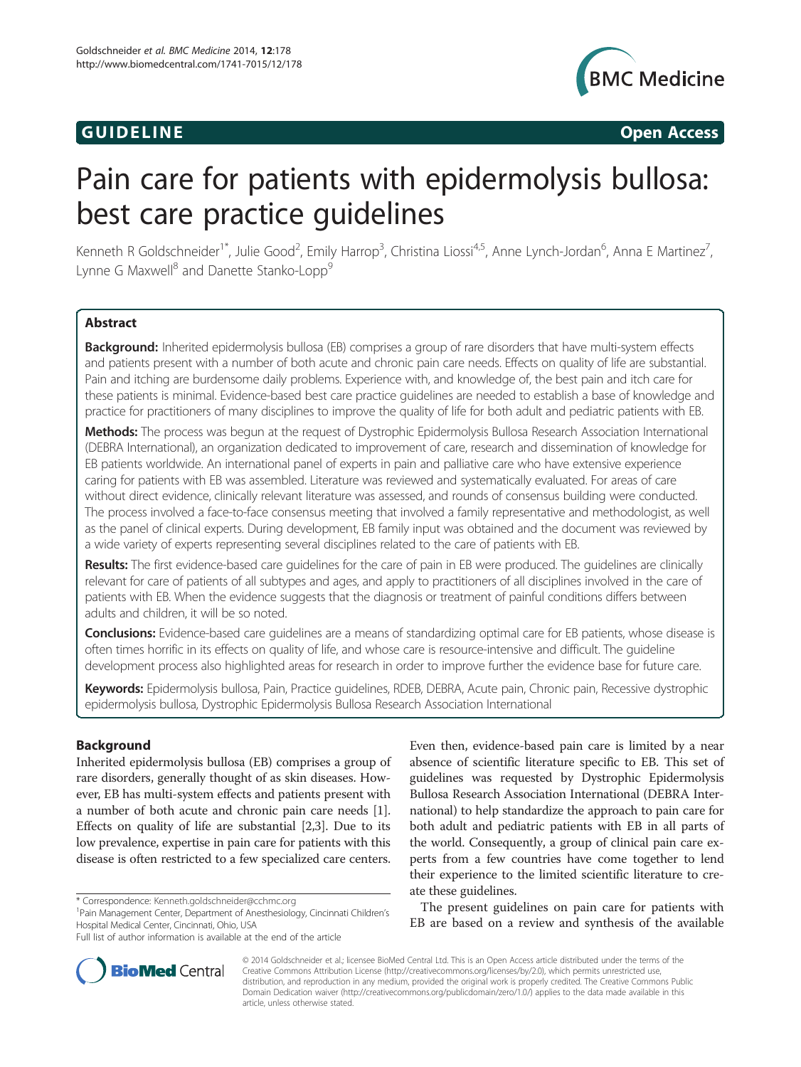GUIDELINE

Open Access

# Pain care for patients with epidermolysis bullosa: best care practice guidelines

Kenneth R Goldschneider[1*], Julie Good[2], Emily Harrop[3], Christina Liossi[4,5], Anne Lynch-Jordan[6], Anna E Martinez[7], Lynne G Maxwell[8] and Danette Stanko-Lopp[9]

## Abstract

**Background:** Inherited epidermolysis bullosa (EB) comprises a group of rare disorders that have multi-system effects and patients present with a number of both acute and chronic pain care needs. Effects on quality of life are substantial. Pain and itching are burdensome daily problems. Experience with, and knowledge of, the best pain and itch care for these patients is minimal. Evidence-based best care practice guidelines are needed to establish a base of knowledge and practice for practitioners of many disciplines to improve the quality of life for both adult and pediatric patients with EB.

**Methods:** The process was begun at the request of Dystrophic Epidermolysis Bullosa Research Association International (DEBRA International), an organization dedicated to improvement of care, research and dissemination of knowledge for EB patients worldwide. An international panel of experts in pain and palliative care who have extensive experience caring for patients with EB was assembled. Literature was reviewed and systematically evaluated. For areas of care without direct evidence, clinically relevant literature was assessed, and rounds of consensus building were conducted. The process involved a face-to-face consensus meeting that involved a family representative and methodologist, as well as the panel of clinical experts. During development, EB family input was obtained and the document was reviewed by a wide variety of experts representing several disciplines related to the care of patients with EB.

**Results:** The first evidence-based care guidelines for the care of pain in EB were produced. The guidelines are clinically relevant for care of patients of all subtypes and ages, and apply to practitioners of all disciplines involved in the care of patients with EB. When the evidence suggests that the diagnosis or treatment of painful conditions differs between adults and children, it will be so noted.

**Conclusions:** Evidence-based care guidelines are a means of standardizing optimal care for EB patients, whose disease is often times horrific in its effects on quality of life, and whose care is resource-intensive and difficult. The guideline development process also highlighted areas for research in order to improve further the evidence base for future care.

**Keywords:** Epidermolysis bullosa, Pain, Practice guidelines, RDEB, DEBRA, Acute pain, Chronic pain, Recessive dystrophic epidermolysis bullosa, Dystrophic Epidermolysis Bullosa Research Association International

## Background

Inherited epidermolysis bullosa (EB) comprises a group of rare disorders, generally thought of as skin diseases. However, EB has multi-system effects and patients present with a number of both acute and chronic pain care needs [1]. Effects on quality of life are substantial [2,3]. Due to its low prevalence, expertise in pain care for patients with this disease is often restricted to a few specialized care centers. Even then, evidence-based pain care is limited by a near absence of scientific literature specific to EB. This set of guidelines was requested by Dystrophic Epidermolysis Bullosa Research Association International (DEBRA International) to help standardize the approach to pain care for both adult and pediatric patients with EB in all parts of the world. Consequently, a group of clinical pain care experts from a few countries have come together to lend their experience to the limited scientific literature to create these guidelines.

The present guidelines on pain care for patients with EB are based on a review and synthesis of the available

\* Correspondence: Kenneth.goldschneider@cchmc.org

[1]Pain Management Center, Department of Anesthesiology, Cincinnati Children's Hospital Medical Center, Cincinnati, Ohio, USA

Full list of author information is available at the end of the article

© 2014 Goldschneider et al.; licensee BioMed Central Ltd. This is an Open Access article distributed under the terms of the Creative Commons Attribution License (http://creativecommons.org/licenses/by/2.0), which permits unrestricted use, distribution, and reproduction in any medium, provided the original work is properly credited. The Creative Commons Public Domain Dedication waiver (http://creativecommons.org/publicdomain/zero/1.0/) applies to the data made available in this article, unless otherwise stated.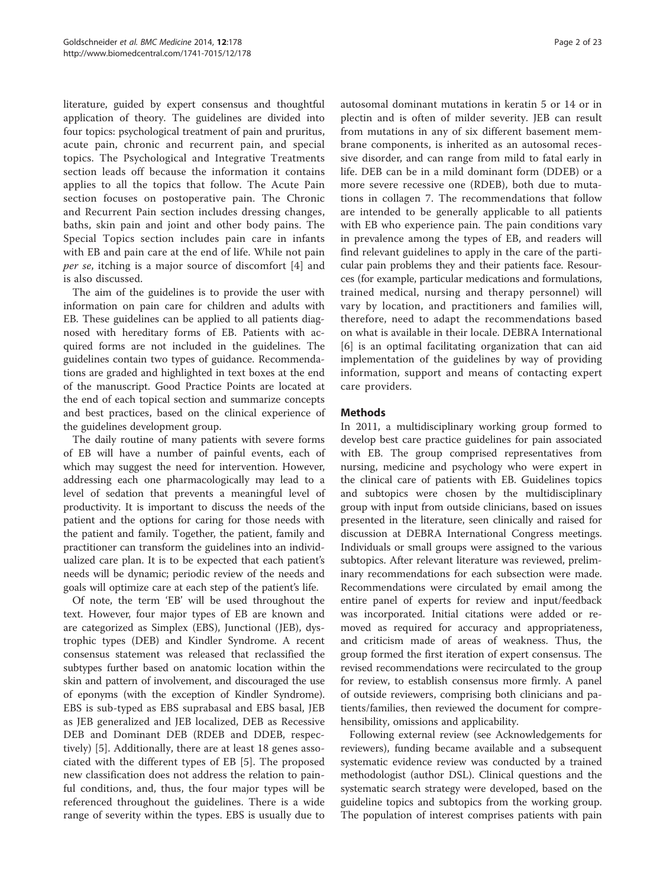literature, guided by expert consensus and thoughtful application of theory. The guidelines are divided into four topics: psychological treatment of pain and pruritus, acute pain, chronic and recurrent pain, and special topics. The Psychological and Integrative Treatments section leads off because the information it contains applies to all the topics that follow. The Acute Pain section focuses on postoperative pain. The Chronic and Recurrent Pain section includes dressing changes, baths, skin pain and joint and other body pains. The Special Topics section includes pain care in infants with EB and pain care at the end of life. While not pain *per se*, itching is a major source of discomfort [4] and is also discussed.

The aim of the guidelines is to provide the user with information on pain care for children and adults with EB. These guidelines can be applied to all patients diagnosed with hereditary forms of EB. Patients with acquired forms are not included in the guidelines. The guidelines contain two types of guidance. Recommendations are graded and highlighted in text boxes at the end of the manuscript. Good Practice Points are located at the end of each topical section and summarize concepts and best practices, based on the clinical experience of the guidelines development group.

The daily routine of many patients with severe forms of EB will have a number of painful events, each of which may suggest the need for intervention. However, addressing each one pharmacologically may lead to a level of sedation that prevents a meaningful level of productivity. It is important to discuss the needs of the patient and the options for caring for those needs with the patient and family. Together, the patient, family and practitioner can transform the guidelines into an individualized care plan. It is to be expected that each patient's needs will be dynamic; periodic review of the needs and goals will optimize care at each step of the patient's life.

Of note, the term 'EB' will be used throughout the text. However, four major types of EB are known and are categorized as Simplex (EBS), Junctional (JEB), dystrophic types (DEB) and Kindler Syndrome. A recent consensus statement was released that reclassified the subtypes further based on anatomic location within the skin and pattern of involvement, and discouraged the use of eponyms (with the exception of Kindler Syndrome). EBS is sub-typed as EBS suprabasal and EBS basal, JEB as JEB generalized and JEB localized, DEB as Recessive DEB and Dominant DEB (RDEB and DDEB, respectively) [5]. Additionally, there are at least 18 genes associated with the different types of EB [5]. The proposed new classification does not address the relation to painful conditions, and, thus, the four major types will be referenced throughout the guidelines. There is a wide range of severity within the types. EBS is usually due to autosomal dominant mutations in keratin 5 or 14 or in plectin and is often of milder severity. JEB can result from mutations in any of six different basement membrane components, is inherited as an autosomal recessive disorder, and can range from mild to fatal early in life. DEB can be in a mild dominant form (DDEB) or a more severe recessive one (RDEB), both due to mutations in collagen 7. The recommendations that follow are intended to be generally applicable to all patients with EB who experience pain. The pain conditions vary in prevalence among the types of EB, and readers will find relevant guidelines to apply in the care of the particular pain problems they and their patients face. Resources (for example, particular medications and formulations, trained medical, nursing and therapy personnel) will vary by location, and practitioners and families will, therefore, need to adapt the recommendations based on what is available in their locale. DEBRA International [6] is an optimal facilitating organization that can aid implementation of the guidelines by way of providing information, support and means of contacting expert care providers.

## Methods

In 2011, a multidisciplinary working group formed to develop best care practice guidelines for pain associated with EB. The group comprised representatives from nursing, medicine and psychology who were expert in the clinical care of patients with EB. Guidelines topics and subtopics were chosen by the multidisciplinary group with input from outside clinicians, based on issues presented in the literature, seen clinically and raised for discussion at DEBRA International Congress meetings. Individuals or small groups were assigned to the various subtopics. After relevant literature was reviewed, preliminary recommendations for each subsection were made. Recommendations were circulated by email among the entire panel of experts for review and input/feedback was incorporated. Initial citations were added or removed as required for accuracy and appropriateness, and criticism made of areas of weakness. Thus, the group formed the first iteration of expert consensus. The revised recommendations were recirculated to the group for review, to establish consensus more firmly. A panel of outside reviewers, comprising both clinicians and patients/families, then reviewed the document for comprehensibility, omissions and applicability.

Following external review (see Acknowledgements for reviewers), funding became available and a subsequent systematic evidence review was conducted by a trained methodologist (author DSL). Clinical questions and the systematic search strategy were developed, based on the guideline topics and subtopics from the working group. The population of interest comprises patients with pain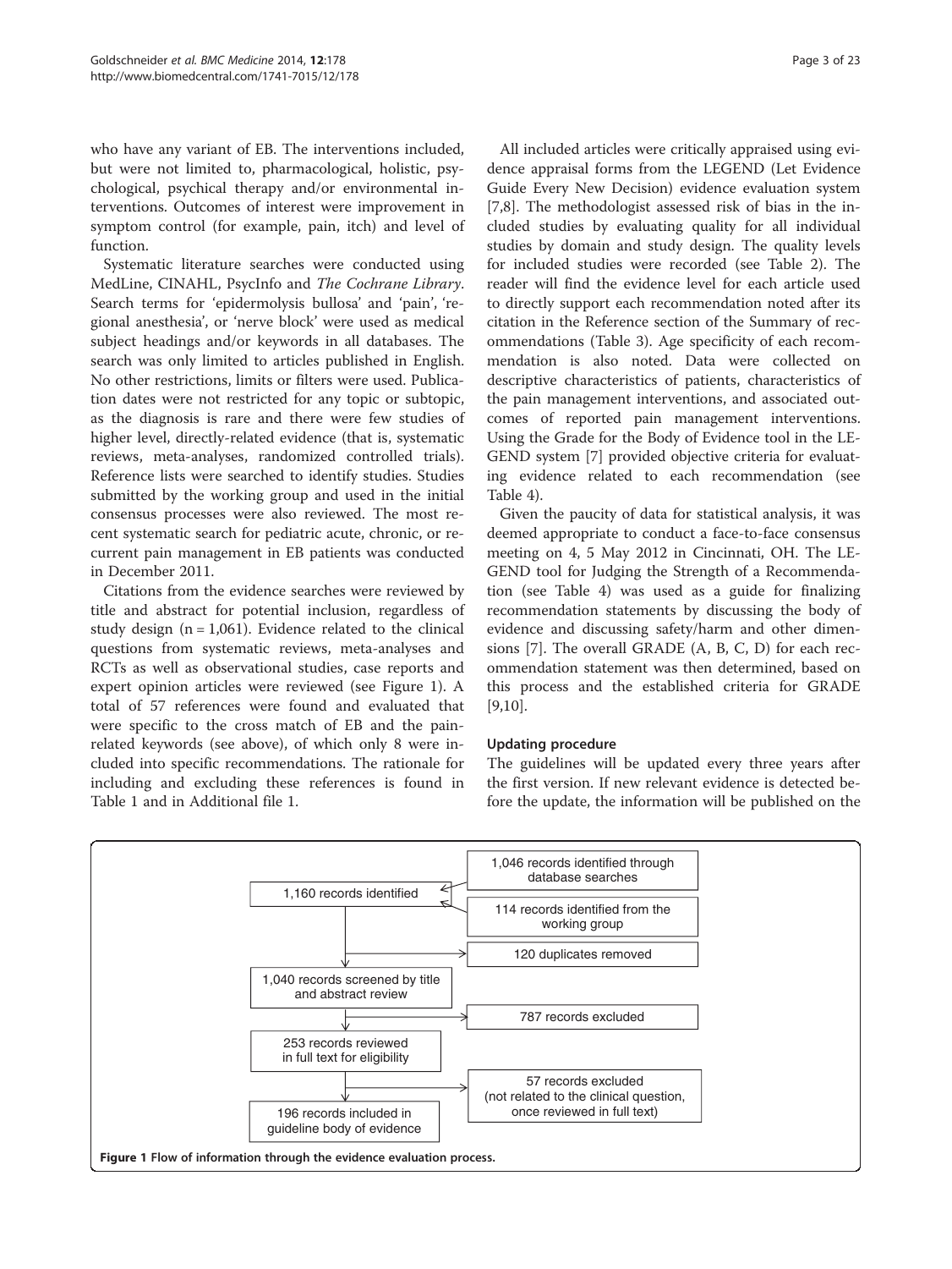who have any variant of EB. The interventions included, but were not limited to, pharmacological, holistic, psychological, psychical therapy and/or environmental interventions. Outcomes of interest were improvement in symptom control (for example, pain, itch) and level of function.

Systematic literature searches were conducted using MedLine, CINAHL, PsycInfo and *The Cochrane Library*. Search terms for 'epidermolysis bullosa' and 'pain', 'regional anesthesia', or 'nerve block' were used as medical subject headings and/or keywords in all databases. The search was only limited to articles published in English. No other restrictions, limits or filters were used. Publication dates were not restricted for any topic or subtopic, as the diagnosis is rare and there were few studies of higher level, directly-related evidence (that is, systematic reviews, meta-analyses, randomized controlled trials). Reference lists were searched to identify studies. Studies submitted by the working group and used in the initial consensus processes were also reviewed. The most recent systematic search for pediatric acute, chronic, or recurrent pain management in EB patients was conducted in December 2011.

Citations from the evidence searches were reviewed by title and abstract for potential inclusion, regardless of study design (n = 1,061). Evidence related to the clinical questions from systematic reviews, meta-analyses and RCTs as well as observational studies, case reports and expert opinion articles were reviewed (see Figure 1). A total of 57 references were found and evaluated that were specific to the cross match of EB and the pain-related keywords (see above), of which only 8 were included into specific recommendations. The rationale for including and excluding these references is found in Table 1 and in Additional file 1.

All included articles were critically appraised using evidence appraisal forms from the LEGEND (Let Evidence Guide Every New Decision) evidence evaluation system [7,8]. The methodologist assessed risk of bias in the included studies by evaluating quality for all individual studies by domain and study design. The quality levels for included studies were recorded (see Table 2). The reader will find the evidence level for each article used to directly support each recommendation noted after its citation in the Reference section of the Summary of recommendations (Table 3). Age specificity of each recommendation is also noted. Data were collected on descriptive characteristics of patients, characteristics of the pain management interventions, and associated outcomes of reported pain management interventions. Using the Grade for the Body of Evidence tool in the LEGEND system [7] provided objective criteria for evaluating evidence related to each recommendation (see Table 4).

Given the paucity of data for statistical analysis, it was deemed appropriate to conduct a face-to-face consensus meeting on 4, 5 May 2012 in Cincinnati, OH. The LEGEND tool for Judging the Strength of a Recommendation (see Table 4) was used as a guide for finalizing recommendation statements by discussing the body of evidence and discussing safety/harm and other dimensions [7]. The overall GRADE (A, B, C, D) for each recommendation statement was then determined, based on this process and the established criteria for GRADE [9,10].

#### Updating procedure

The guidelines will be updated every three years after the first version. If new relevant evidence is detected before the update, the information will be published on the

1,046 records identified through database searches

114 records identified from the working group

1,160 records identified

120 duplicates removed

1,040 records screened by title and abstract review

787 records excluded

253 records reviewed in full text for eligibility

57 records excluded (not related to the clinical question, once reviewed in full text)

196 records included in guideline body of evidence

**Figure 1** Flow of information through the evidence evaluation process.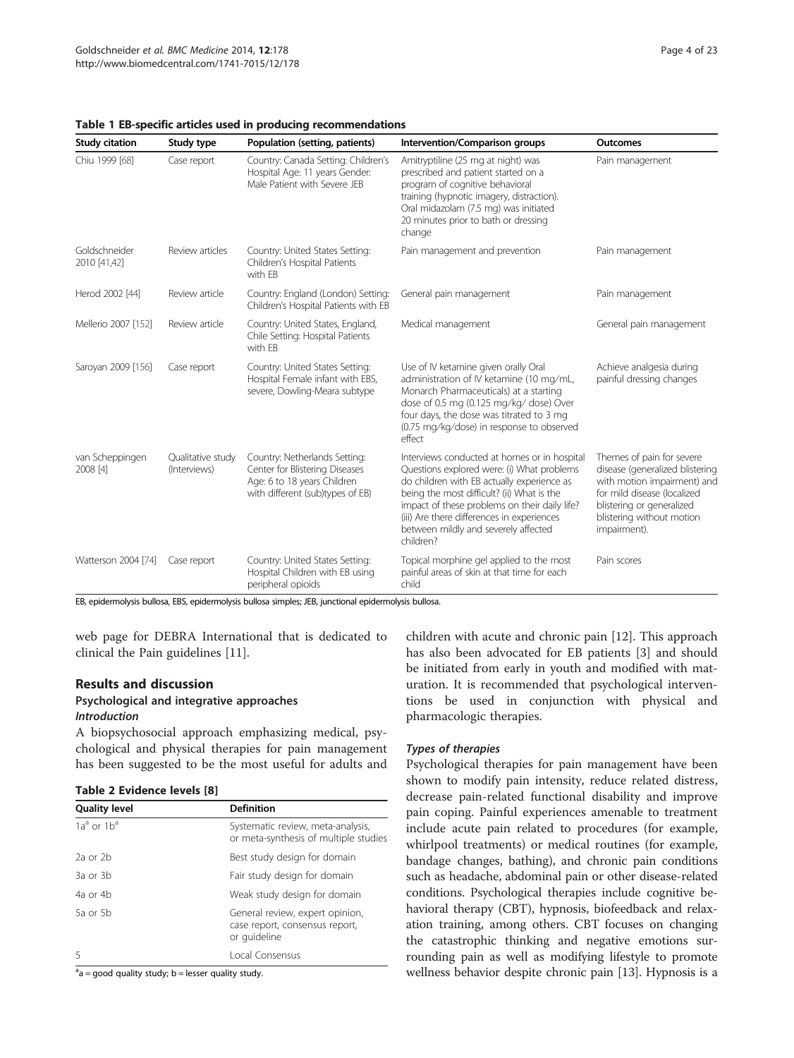**Table 1 EB-specific articles used in producing recommendations**

| Study citation | Study type | Population (setting, patients) | Intervention/Comparison groups | Outcomes |
|---|---|---|---|---|
| Chiu 1999 [68] | Case report | Country: Canada Setting: Children's Hospital Age: 11 years Gender: Male Patient with Severe JEB | Amitryptiline (25 mg at night) was prescribed and patient started on a program of cognitive behavioral training (hypnotic imagery, distraction). Oral midazolam (7.5 mg) was initiated 20 minutes prior to bath or dressing change | Pain management |
| Goldschneider 2010 [41,42] | Review articles | Country: United States Setting: Children's Hospital Patients with EB | Pain management and prevention | Pain management |
| Herod 2002 [44] | Review article | Country: England (London) Setting: Children's Hospital Patients with EB | General pain management | Pain management |
| Mellerio 2007 [152] | Review article | Country: United States, England, Chile Setting: Hospital Patients with EB | Medical management | General pain management |
| Saroyan 2009 [156] | Case report | Country: United States Setting: Hospital Female infant with EBS, severe, Dowling-Meara subtype | Use of IV ketamine given orally Oral administration of IV ketamine (10 mg/mL, Monarch Pharmaceuticals) at a starting dose of 0.5 mg (0.125 mg/kg/ dose) Over four days, the dose was titrated to 3 mg (0.75 mg/kg/dose) in response to observed effect | Achieve analgesia during painful dressing changes |
| van Scheppingen 2008 [4] | Qualitative study (Interviews) | Country: Netherlands Setting: Center for Blistering Diseases Age: 6 to 18 years Children with different (sub)types of EB) | Interviews conducted at homes or in hospital Questions explored were: (i) What problems do children with EB actually experience as being the most difficult? (ii) What is the impact of these problems on their daily life? (iii) Are there differences in experiences between mildly and severely affected children? | Themes of pain for severe disease (generalized blistering with motion impairment) and for mild disease (localized blistering or generalized blistering without motion impairment). |
| Watterson 2004 [74] | Case report | Country: United States Setting: Hospital Children with EB using peripheral opioids | Topical morphine gel applied to the most painful areas of skin at that time for each child | Pain scores |

EB, epidermolysis bullosa, EBS, epidermolysis bullosa simples; JEB, junctional epidermolysis bullosa.

web page for DEBRA International that is dedicated to clinical the Pain guidelines [11].

## Results and discussion

### Psychological and integrative approaches

#### *Introduction*

A biopsychosocial approach emphasizing medical, psychological and physical therapies for pain management has been suggested to be the most useful for adults and children with acute and chronic pain [12]. This approach has also been advocated for EB patients [3] and should be initiated from early in youth and modified with maturation. It is recommended that psychological interventions be used in conjunction with physical and pharmacologic therapies.

**Table 2 Evidence levels [8]**

| Quality level | Definition |
|---|---|
| 1a[a] or 1b[a] | Systematic review, meta-analysis, or meta-synthesis of multiple studies |
| 2a or 2b | Best study design for domain |
| 3a or 3b | Fair study design for domain |
| 4a or 4b | Weak study design for domain |
| 5a or 5b | General review, expert opinion, case report, consensus report, or guideline |
| 5 | Local Consensus |

[a]a = good quality study; b = lesser quality study.

#### *Types of therapies*

Psychological therapies for pain management have been shown to modify pain intensity, reduce related distress, decrease pain-related functional disability and improve pain coping. Painful experiences amenable to treatment include acute pain related to procedures (for example, whirlpool treatments) or medical routines (for example, bandage changes, bathing), and chronic pain conditions such as headache, abdominal pain or other disease-related conditions. Psychological therapies include cognitive behavioral therapy (CBT), hypnosis, biofeedback and relaxation training, among others. CBT focuses on changing the catastrophic thinking and negative emotions surrounding pain as well as modifying lifestyle to promote wellness behavior despite chronic pain [13]. Hypnosis is a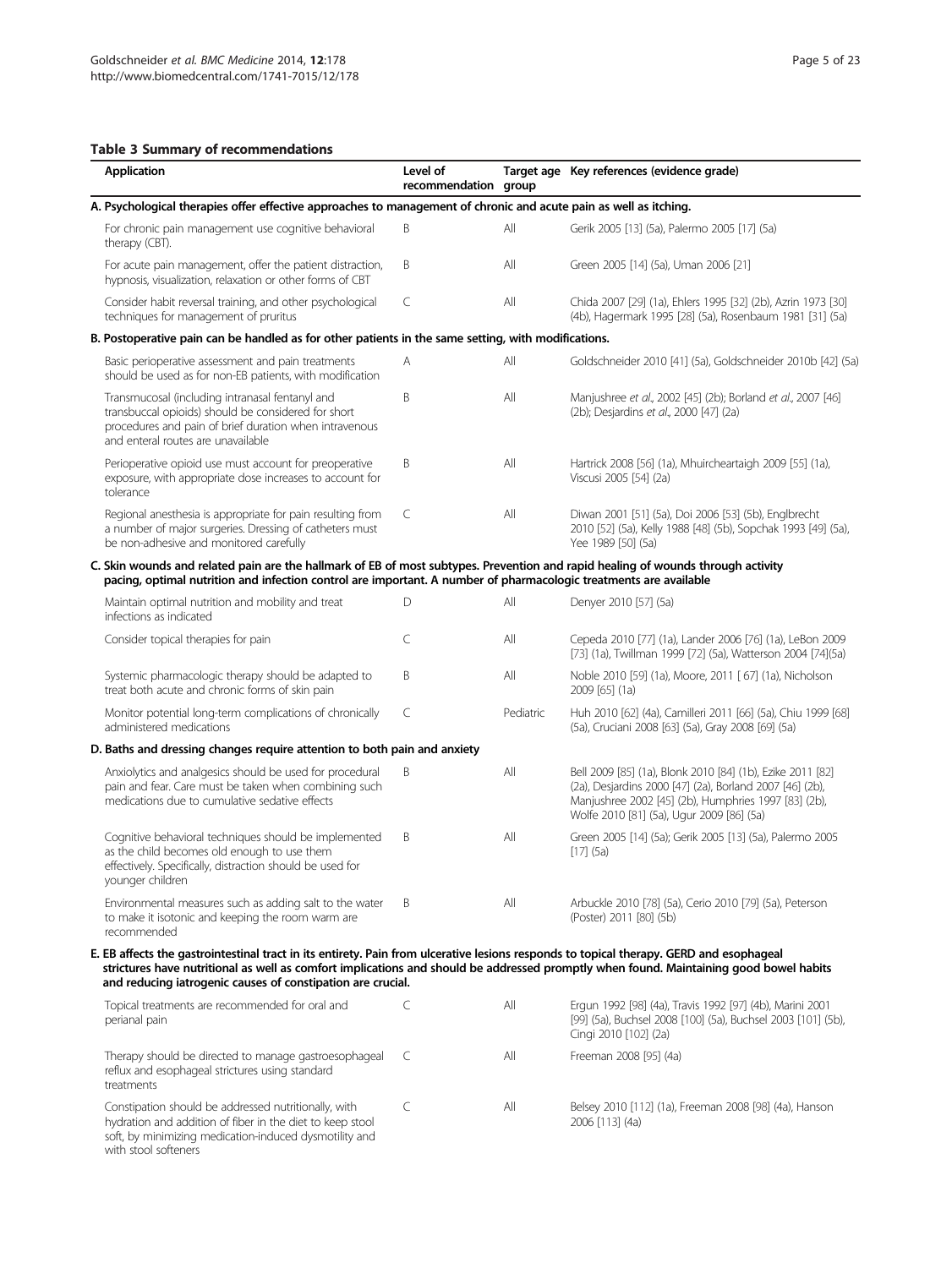**Table 3 Summary of recommendations**

| Application | Level of recommendation | Target age group | Key references (evidence grade) |
|---|---|---|---|
| **A. Psychological therapies offer effective approaches to management of chronic and acute pain as well as itching.** | | | |
| For chronic pain management use cognitive behavioral therapy (CBT). | B | All | Gerik 2005 [13] (5a), Palermo 2005 [17] (5a) |
| For acute pain management, offer the patient distraction, hypnosis, visualization, relaxation or other forms of CBT | B | All | Green 2005 [14] (5a), Uman 2006 [21] |
| Consider habit reversal training, and other psychological techniques for management of pruritus | C | All | Chida 2007 [29] (1a), Ehlers 1995 [32] (2b), Azrin 1973 [30] (4b), Hagermark 1995 [28] (5a), Rosenbaum 1981 [31] (5a) |
| **B. Postoperative pain can be handled as for other patients in the same setting, with modifications.** | | | |
| Basic perioperative assessment and pain treatments should be used as for non-EB patients, with modification | A | All | Goldschneider 2010 [41] (5a), Goldschneider 2010b [42] (5a) |
| Transmucosal (including intranasal fentanyl and transbuccal opioids) should be considered for short procedures and pain of brief duration when intravenous and enteral routes are unavailable | B | All | Manjushree *et al.*, 2002 [45] (2b); Borland *et al.*, 2007 [46] (2b); Desjardins *et al.*, 2000 [47] (2a) |
| Perioperative opioid use must account for preoperative exposure, with appropriate dose increases to account for tolerance | B | All | Hartrick 2008 [56] (1a), Mhuircheartaigh 2009 [55] (1a), Viscusi 2005 [54] (2a) |
| Regional anesthesia is appropriate for pain resulting from a number of major surgeries. Dressing of catheters must be non-adhesive and monitored carefully | C | All | Diwan 2001 [51] (5a), Doi 2006 [53] (5b), Englbrecht 2010 [52] (5a), Kelly 1988 [48] (5b), Sopchak 1993 [49] (5a), Yee 1989 [50] (5a) |
| **C. Skin wounds and related pain are the hallmark of EB of most subtypes. Prevention and rapid healing of wounds through activity pacing, optimal nutrition and infection control are important. A number of pharmacologic treatments are available** | | | |
| Maintain optimal nutrition and mobility and treat infections as indicated | D | All | Denyer 2010 [57] (5a) |
| Consider topical therapies for pain | C | All | Cepeda 2010 [77] (1a), Lander 2006 [76] (1a), LeBon 2009 [73] (1a), Twillman 1999 [72] (5a), Watterson 2004 [74](5a) |
| Systemic pharmacologic therapy should be adapted to treat both acute and chronic forms of skin pain | B | All | Noble 2010 [59] (1a), Moore, 2011 [ 67] (1a), Nicholson 2009 [65] (1a) |
| Monitor potential long-term complications of chronically administered medications | C | Pediatric | Huh 2010 [62] (4a), Camilleri 2011 [66] (5a), Chiu 1999 [68] (5a), Cruciani 2008 [63] (5a), Gray 2008 [69] (5a) |
| **D. Baths and dressing changes require attention to both pain and anxiety** | | | |
| Anxiolytics and analgesics should be used for procedural pain and fear. Care must be taken when combining such medications due to cumulative sedative effects | B | All | Bell 2009 [85] (1a), Blonk 2010 [84] (1b), Ezike 2011 [82] (2a), Desjardins 2000 [47] (2a), Borland 2007 [46] (2b), Manjushree 2002 [45] (2b), Humphries 1997 [83] (2b), Wolfe 2010 [81] (5a), Ugur 2009 [86] (5a) |
| Cognitive behavioral techniques should be implemented as the child becomes old enough to use them effectively. Specifically, distraction should be used for younger children | B | All | Green 2005 [14] (5a); Gerik 2005 [13] (5a), Palermo 2005 [17] (5a) |
| Environmental measures such as adding salt to the water to make it isotonic and keeping the room warm are recommended | B | All | Arbuckle 2010 [78] (5a), Cerio 2010 [79] (5a), Peterson (Poster) 2011 [80] (5b) |
| **E. EB affects the gastrointestinal tract in its entirety. Pain from ulcerative lesions responds to topical therapy. GERD and esophageal strictures have nutritional as well as comfort implications and should be addressed promptly when found. Maintaining good bowel habits and reducing iatrogenic causes of constipation are crucial.** | | | |
| Topical treatments are recommended for oral and perianal pain | C | All | Ergun 1992 [98] (4a), Travis 1992 [97] (4b), Marini 2001 [99] (5a), Buchsel 2008 [100] (5a), Buchsel 2003 [101] (5b), Cingi 2010 [102] (2a) |
| Therapy should be directed to manage gastroesophageal reflux and esophageal strictures using standard treatments | C | All | Freeman 2008 [95] (4a) |
| Constipation should be addressed nutritionally, with hydration and addition of fiber in the diet to keep stool soft, by minimizing medication-induced dysmotility and with stool softeners | C | All | Belsey 2010 [112] (1a), Freeman 2008 [98] (4a), Hanson 2006 [113] (4a) |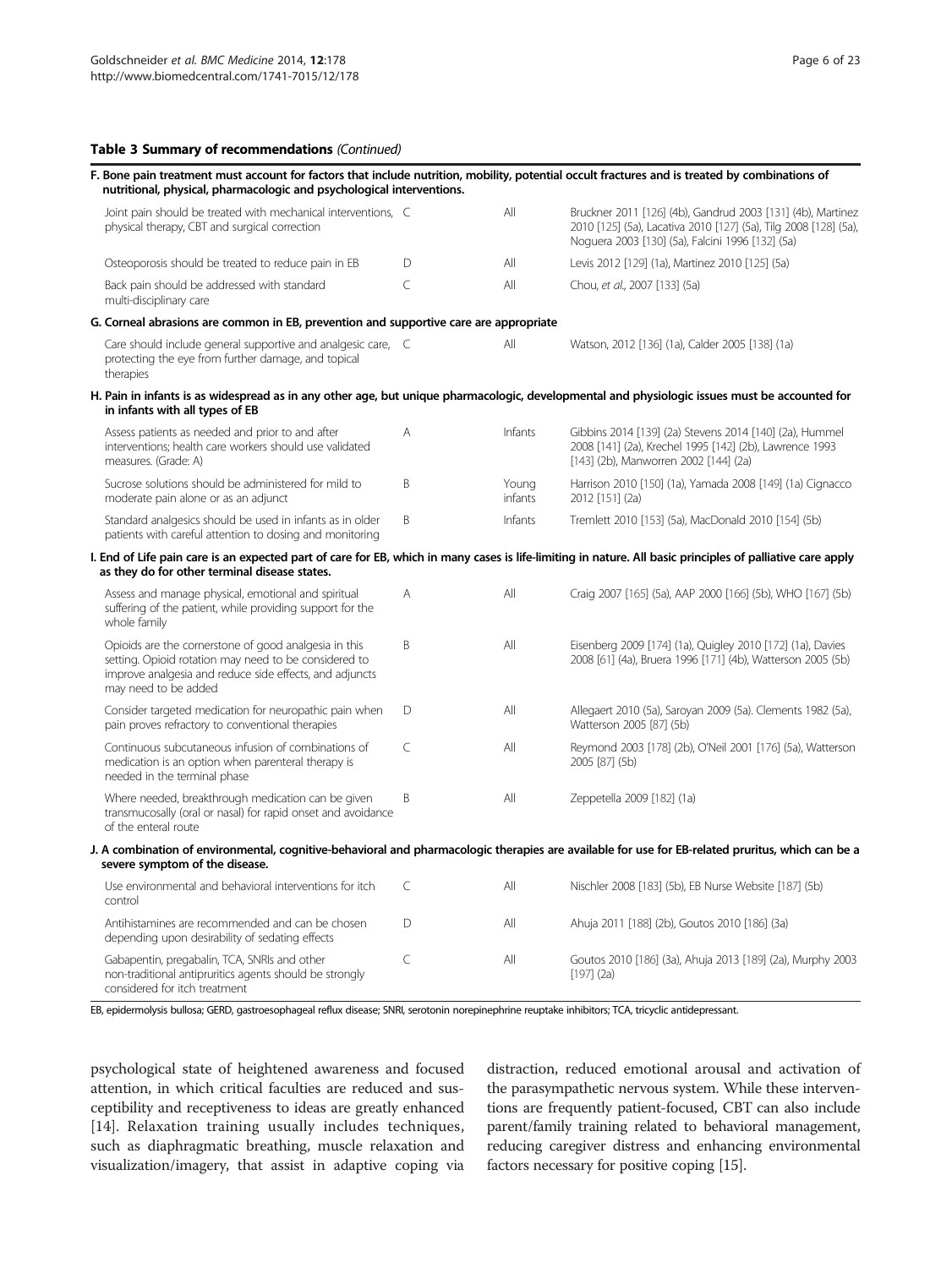**Table 3 Summary of recommendations** *(Continued)*

| | | | |
|---|---|---|---|
| **F. Bone pain treatment must account for factors that include nutrition, mobility, potential occult fractures and is treated by combinations of nutritional, physical, pharmacologic and psychological interventions.** | | | |
| Joint pain should be treated with mechanical interventions, physical therapy, CBT and surgical correction | C | All | Bruckner 2011 [126] (4b), Gandrud 2003 [131] (4b), Martinez 2010 [125] (5a), Lacativa 2010 [127] (5a), Tilg 2008 [128] (5a), Noguera 2003 [130] (5a), Falcini 1996 [132] (5a) |
| Osteoporosis should be treated to reduce pain in EB | D | All | Levis 2012 [129] (1a), Martinez 2010 [125] (5a) |
| Back pain should be addressed with standard multi-disciplinary care | C | All | Chou, *et al.*, 2007 [133] (5a) |
| **G. Corneal abrasions are common in EB, prevention and supportive care are appropriate** | | | |
| Care should include general supportive and analgesic care, protecting the eye from further damage, and topical therapies | C | All | Watson, 2012 [136] (1a), Calder 2005 [138] (1a) |
| **H. Pain in infants is as widespread as in any other age, but unique pharmacologic, developmental and physiologic issues must be accounted for in infants with all types of EB** | | | |
| Assess patients as needed and prior to and after interventions; health care workers should use validated measures. (Grade: A) | A | Infants | Gibbins 2014 [139] (2a) Stevens 2014 [140] (2a), Hummel 2008 [141] (2a), Krechel 1995 [142] (2b), Lawrence 1993 [143] (2b), Manworren 2002 [144] (2a) |
| Sucrose solutions should be administered for mild to moderate pain alone or as an adjunct | B | Young infants | Harrison 2010 [150] (1a), Yamada 2008 [149] (1a) Cignacco 2012 [151] (2a) |
| Standard analgesics should be used in infants as in older patients with careful attention to dosing and monitoring | B | Infants | Tremlett 2010 [153] (5a), MacDonald 2010 [154] (5b) |
| **I. End of Life pain care is an expected part of care for EB, which in many cases is life-limiting in nature. All basic principles of palliative care apply as they do for other terminal disease states.** | | | |
| Assess and manage physical, emotional and spiritual suffering of the patient, while providing support for the whole family | A | All | Craig 2007 [165] (5a), AAP 2000 [166] (5b), WHO [167] (5b) |
| Opioids are the cornerstone of good analgesia in this setting. Opioid rotation may need to be considered to improve analgesia and reduce side effects, and adjuncts may need to be added | B | All | Eisenberg 2009 [174] (1a), Quigley 2010 [172] (1a), Davies 2008 [61] (4a), Bruera 1996 [171] (4b), Watterson 2005 (5b) |
| Consider targeted medication for neuropathic pain when pain proves refractory to conventional therapies | D | All | Allegaert 2010 (5a), Saroyan 2009 (5a). Clements 1982 (5a), Watterson 2005 [87] (5b) |
| Continuous subcutaneous infusion of combinations of medication is an option when parenteral therapy is needed in the terminal phase | C | All | Reymond 2003 [178] (2b), O'Neil 2001 [176] (5a), Watterson 2005 [87] (5b) |
| Where needed, breakthrough medication can be given transmucosally (oral or nasal) for rapid onset and avoidance of the enteral route | B | All | Zeppetella 2009 [182] (1a) |
| **J. A combination of environmental, cognitive-behavioral and pharmacologic therapies are available for use for EB-related pruritus, which can be a severe symptom of the disease.** | | | |
| Use environmental and behavioral interventions for itch control | C | All | Nischler 2008 [183] (5b), EB Nurse Website [187] (5b) |
| Antihistamines are recommended and can be chosen depending upon desirability of sedating effects | D | All | Ahuja 2011 [188] (2b), Goutos 2010 [186] (3a) |
| Gabapentin, pregabalin, TCA, SNRIs and other non-traditional antipruritics agents should be strongly considered for itch treatment | C | All | Goutos 2010 [186] (3a), Ahuja 2013 [189] (2a), Murphy 2003 [197] (2a) |

EB, epidermolysis bullosa; GERD, gastroesophageal reflux disease; SNRI, serotonin norepinephrine reuptake inhibitors; TCA, tricyclic antidepressant.

psychological state of heightened awareness and focused attention, in which critical faculties are reduced and susceptibility and receptiveness to ideas are greatly enhanced [14]. Relaxation training usually includes techniques, such as diaphragmatic breathing, muscle relaxation and visualization/imagery, that assist in adaptive coping via distraction, reduced emotional arousal and activation of the parasympathetic nervous system. While these interventions are frequently patient-focused, CBT can also include parent/family training related to behavioral management, reducing caregiver distress and enhancing environmental factors necessary for positive coping [15].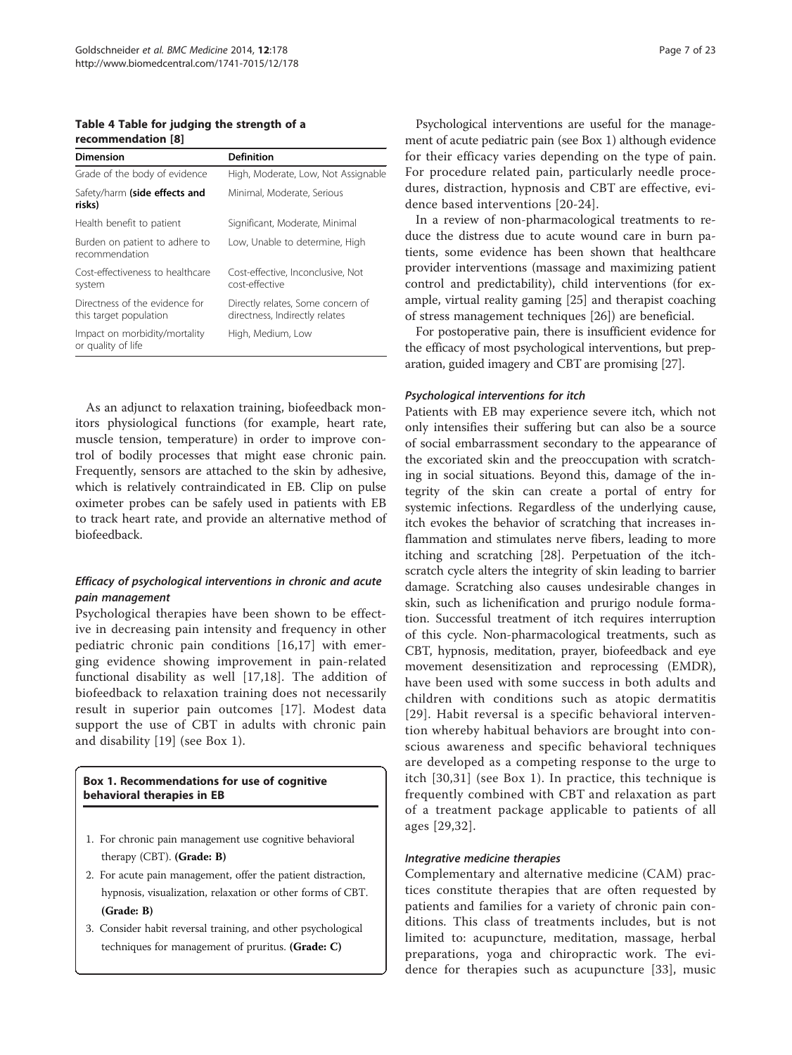**Table 4 Table for judging the strength of a recommendation [8]**

| Dimension | Definition |
| --- | --- |
| Grade of the body of evidence | High, Moderate, Low, Not Assignable |
| Safety/harm **(side effects and risks)** | Minimal, Moderate, Serious |
| Health benefit to patient | Significant, Moderate, Minimal |
| Burden on patient to adhere to recommendation | Low, Unable to determine, High |
| Cost-effectiveness to healthcare system | Cost-effective, Inconclusive, Not cost-effective |
| Directness of the evidence for this target population | Directly relates, Some concern of directness, Indirectly relates |
| Impact on morbidity/mortality or quality of life | High, Medium, Low |

As an adjunct to relaxation training, biofeedback monitors physiological functions (for example, heart rate, muscle tension, temperature) in order to improve control of bodily processes that might ease chronic pain. Frequently, sensors are attached to the skin by adhesive, which is relatively contraindicated in EB. Clip on pulse oximeter probes can be safely used in patients with EB to track heart rate, and provide an alternative method of biofeedback.

### *Efficacy of psychological interventions in chronic and acute pain management*

Psychological therapies have been shown to be effective in decreasing pain intensity and frequency in other pediatric chronic pain conditions [16,17] with emerging evidence showing improvement in pain-related functional disability as well [17,18]. The addition of biofeedback to relaxation training does not necessarily result in superior pain outcomes [17]. Modest data support the use of CBT in adults with chronic pain and disability [19] (see Box 1).

> **Box 1. Recommendations for use of cognitive behavioral therapies in EB**
>
> 1. For chronic pain management use cognitive behavioral therapy (CBT). **(Grade: B)**
> 2. For acute pain management, offer the patient distraction, hypnosis, visualization, relaxation or other forms of CBT. **(Grade: B)**
> 3. Consider habit reversal training, and other psychological techniques for management of pruritus. **(Grade: C)**

Psychological interventions are useful for the management of acute pediatric pain (see Box 1) although evidence for their efficacy varies depending on the type of pain. For procedure related pain, particularly needle procedures, distraction, hypnosis and CBT are effective, evidence based interventions [20-24].

In a review of non-pharmacological treatments to reduce the distress due to acute wound care in burn patients, some evidence has been shown that healthcare provider interventions (massage and maximizing patient control and predictability), child interventions (for example, virtual reality gaming [25] and therapist coaching of stress management techniques [26]) are beneficial.

For postoperative pain, there is insufficient evidence for the efficacy of most psychological interventions, but preparation, guided imagery and CBT are promising [27].

### *Psychological interventions for itch*

Patients with EB may experience severe itch, which not only intensifies their suffering but can also be a source of social embarrassment secondary to the appearance of the excoriated skin and the preoccupation with scratching in social situations. Beyond this, damage of the integrity of the skin can create a portal of entry for systemic infections. Regardless of the underlying cause, itch evokes the behavior of scratching that increases inflammation and stimulates nerve fibers, leading to more itching and scratching [28]. Perpetuation of the itch-scratch cycle alters the integrity of skin leading to barrier damage. Scratching also causes undesirable changes in skin, such as lichenification and prurigo nodule formation. Successful treatment of itch requires interruption of this cycle. Non-pharmacological treatments, such as CBT, hypnosis, meditation, prayer, biofeedback and eye movement desensitization and reprocessing (EMDR), have been used with some success in both adults and children with conditions such as atopic dermatitis [29]. Habit reversal is a specific behavioral intervention whereby habitual behaviors are brought into conscious awareness and specific behavioral techniques are developed as a competing response to the urge to itch [30,31] (see Box 1). In practice, this technique is frequently combined with CBT and relaxation as part of a treatment package applicable to patients of all ages [29,32].

### *Integrative medicine therapies*

Complementary and alternative medicine (CAM) practices constitute therapies that are often requested by patients and families for a variety of chronic pain conditions. This class of treatments includes, but is not limited to: acupuncture, meditation, massage, herbal preparations, yoga and chiropractic work. The evidence for therapies such as acupuncture [33], music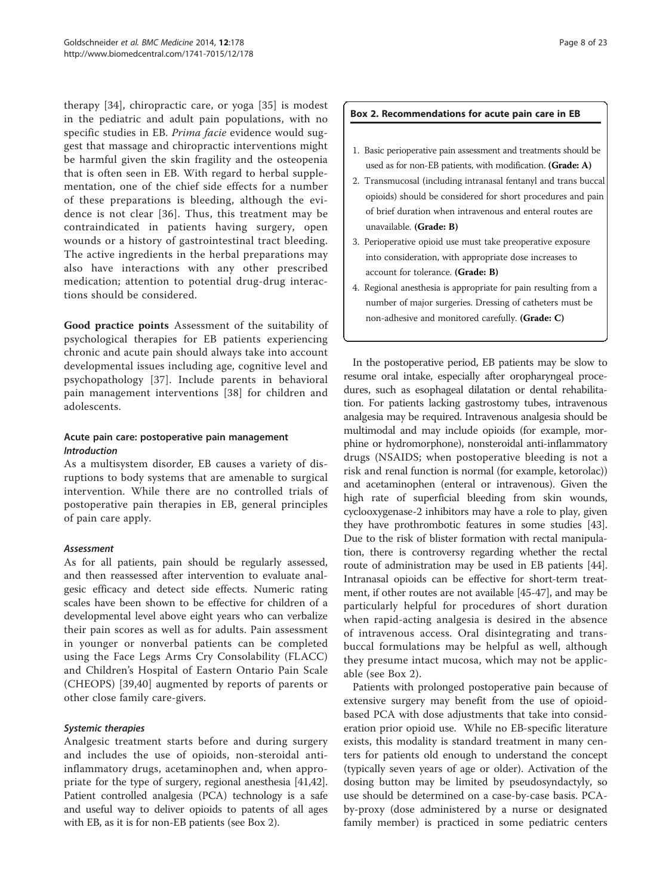therapy [34], chiropractic care, or yoga [35] is modest in the pediatric and adult pain populations, with no specific studies in EB. *Prima facie* evidence would suggest that massage and chiropractic interventions might be harmful given the skin fragility and the osteopenia that is often seen in EB. With regard to herbal supplementation, one of the chief side effects for a number of these preparations is bleeding, although the evidence is not clear [36]. Thus, this treatment may be contraindicated in patients having surgery, open wounds or a history of gastrointestinal tract bleeding. The active ingredients in the herbal preparations may also have interactions with any other prescribed medication; attention to potential drug-drug interactions should be considered.

**Good practice points** Assessment of the suitability of psychological therapies for EB patients experiencing chronic and acute pain should always take into account developmental issues including age, cognitive level and psychopathology [37]. Include parents in behavioral pain management interventions [38] for children and adolescents.

### Acute pain care: postoperative pain management

#### *Introduction*

As a multisystem disorder, EB causes a variety of disruptions to body systems that are amenable to surgical intervention. While there are no controlled trials of postoperative pain therapies in EB, general principles of pain care apply.

#### *Assessment*

As for all patients, pain should be regularly assessed, and then reassessed after intervention to evaluate analgesic efficacy and detect side effects. Numeric rating scales have been shown to be effective for children of a developmental level above eight years who can verbalize their pain scores as well as for adults. Pain assessment in younger or nonverbal patients can be completed using the Face Legs Arms Cry Consolability (FLACC) and Children's Hospital of Eastern Ontario Pain Scale (CHEOPS) [39,40] augmented by reports of parents or other close family care-givers.

#### *Systemic therapies*

Analgesic treatment starts before and during surgery and includes the use of opioids, non-steroidal anti-inflammatory drugs, acetaminophen and, when appropriate for the type of surgery, regional anesthesia [41,42]. Patient controlled analgesia (PCA) technology is a safe and useful way to deliver opioids to patents of all ages with EB, as it is for non-EB patients (see Box 2).

> **Box 2. Recommendations for acute pain care in EB**
>
> 1. Basic perioperative pain assessment and treatments should be used as for non-EB patients, with modification. **(Grade: A)**
> 2. Transmucosal (including intranasal fentanyl and trans buccal opioids) should be considered for short procedures and pain of brief duration when intravenous and enteral routes are unavailable. **(Grade: B)**
> 3. Perioperative opioid use must take preoperative exposure into consideration, with appropriate dose increases to account for tolerance. **(Grade: B)**
> 4. Regional anesthesia is appropriate for pain resulting from a number of major surgeries. Dressing of catheters must be non-adhesive and monitored carefully. **(Grade: C)**

In the postoperative period, EB patients may be slow to resume oral intake, especially after oropharyngeal procedures, such as esophageal dilatation or dental rehabilitation. For patients lacking gastrostomy tubes, intravenous analgesia may be required. Intravenous analgesia should be multimodal and may include opioids (for example, morphine or hydromorphone), nonsteroidal anti-inflammatory drugs (NSAIDS; when postoperative bleeding is not a risk and renal function is normal (for example, ketorolac)) and acetaminophen (enteral or intravenous). Given the high rate of superficial bleeding from skin wounds, cyclooxygenase-2 inhibitors may have a role to play, given they have prothrombotic features in some studies [43]. Due to the risk of blister formation with rectal manipulation, there is controversy regarding whether the rectal route of administration may be used in EB patients [44]. Intranasal opioids can be effective for short-term treatment, if other routes are not available [45-47], and may be particularly helpful for procedures of short duration when rapid-acting analgesia is desired in the absence of intravenous access. Oral disintegrating and transbuccal formulations may be helpful as well, although they presume intact mucosa, which may not be applicable (see Box 2).

Patients with prolonged postoperative pain because of extensive surgery may benefit from the use of opioid-based PCA with dose adjustments that take into consideration prior opioid use. While no EB-specific literature exists, this modality is standard treatment in many centers for patients old enough to understand the concept (typically seven years of age or older). Activation of the dosing button may be limited by pseudosyndactyly, so use should be determined on a case-by-case basis. PCA-by-proxy (dose administered by a nurse or designated family member) is practiced in some pediatric centers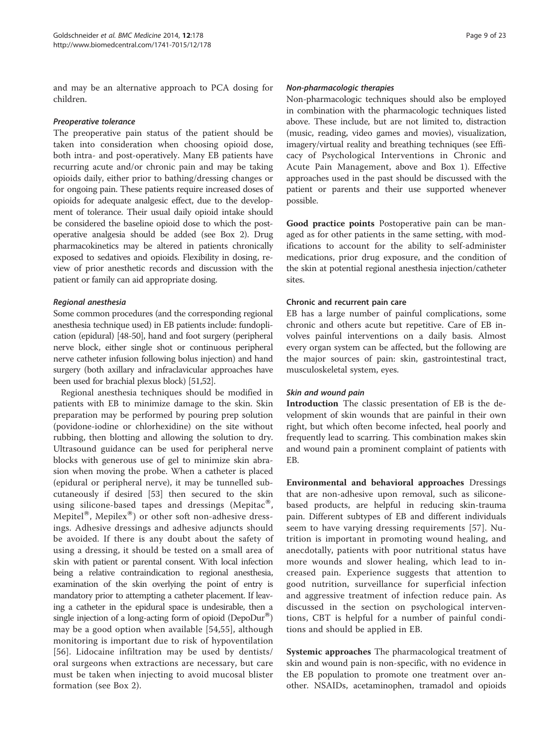and may be an alternative approach to PCA dosing for children.

#### *Preoperative tolerance*

The preoperative pain status of the patient should be taken into consideration when choosing opioid dose, both intra- and post-operatively. Many EB patients have recurring acute and/or chronic pain and may be taking opioids daily, either prior to bathing/dressing changes or for ongoing pain. These patients require increased doses of opioids for adequate analgesic effect, due to the development of tolerance. Their usual daily opioid intake should be considered the baseline opioid dose to which the postoperative analgesia should be added (see Box 2). Drug pharmacokinetics may be altered in patients chronically exposed to sedatives and opioids. Flexibility in dosing, review of prior anesthetic records and discussion with the patient or family can aid appropriate dosing.

#### *Regional anesthesia*

Some common procedures (and the corresponding regional anesthesia technique used) in EB patients include: fundoplication (epidural) [48-50], hand and foot surgery (peripheral nerve block, either single shot or continuous peripheral nerve catheter infusion following bolus injection) and hand surgery (both axillary and infraclavicular approaches have been used for brachial plexus block) [51,52].

Regional anesthesia techniques should be modified in patients with EB to minimize damage to the skin. Skin preparation may be performed by pouring prep solution (povidone-iodine or chlorhexidine) on the site without rubbing, then blotting and allowing the solution to dry. Ultrasound guidance can be used for peripheral nerve blocks with generous use of gel to minimize skin abrasion when moving the probe. When a catheter is placed (epidural or peripheral nerve), it may be tunnelled subcutaneously if desired [53] then secured to the skin using silicone-based tapes and dressings (Mepitac®, Mepitel®, Mepilex®) or other soft non-adhesive dressings. Adhesive dressings and adhesive adjuncts should be avoided. If there is any doubt about the safety of using a dressing, it should be tested on a small area of skin with patient or parental consent. With local infection being a relative contraindication to regional anesthesia, examination of the skin overlying the point of entry is mandatory prior to attempting a catheter placement. If leaving a catheter in the epidural space is undesirable, then a single injection of a long-acting form of opioid (DepoDur®) may be a good option when available [54,55], although monitoring is important due to risk of hypoventilation [56]. Lidocaine infiltration may be used by dentists/oral surgeons when extractions are necessary, but care must be taken when injecting to avoid mucosal blister formation (see Box 2).

#### *Non-pharmacologic therapies*

Non-pharmacologic techniques should also be employed in combination with the pharmacologic techniques listed above. These include, but are not limited to, distraction (music, reading, video games and movies), visualization, imagery/virtual reality and breathing techniques (see Efficacy of Psychological Interventions in Chronic and Acute Pain Management, above and Box 1). Effective approaches used in the past should be discussed with the patient or parents and their use supported whenever possible.

**Good practice points** Postoperative pain can be managed as for other patients in the same setting, with modifications to account for the ability to self-administer medications, prior drug exposure, and the condition of the skin at potential regional anesthesia injection/catheter sites.

### Chronic and recurrent pain care

EB has a large number of painful complications, some chronic and others acute but repetitive. Care of EB involves painful interventions on a daily basis. Almost every organ system can be affected, but the following are the major sources of pain: skin, gastrointestinal tract, musculoskeletal system, eyes.

#### *Skin and wound pain*

**Introduction** The classic presentation of EB is the development of skin wounds that are painful in their own right, but which often become infected, heal poorly and frequently lead to scarring. This combination makes skin and wound pain a prominent complaint of patients with EB.

**Environmental and behavioral approaches** Dressings that are non-adhesive upon removal, such as silicone-based products, are helpful in reducing skin-trauma pain. Different subtypes of EB and different individuals seem to have varying dressing requirements [57]. Nutrition is important in promoting wound healing, and anecdotally, patients with poor nutritional status have more wounds and slower healing, which lead to increased pain. Experience suggests that attention to good nutrition, surveillance for superficial infection and aggressive treatment of infection reduce pain. As discussed in the section on psychological interventions, CBT is helpful for a number of painful conditions and should be applied in EB.

**Systemic approaches** The pharmacological treatment of skin and wound pain is non-specific, with no evidence in the EB population to promote one treatment over another. NSAIDs, acetaminophen, tramadol and opioids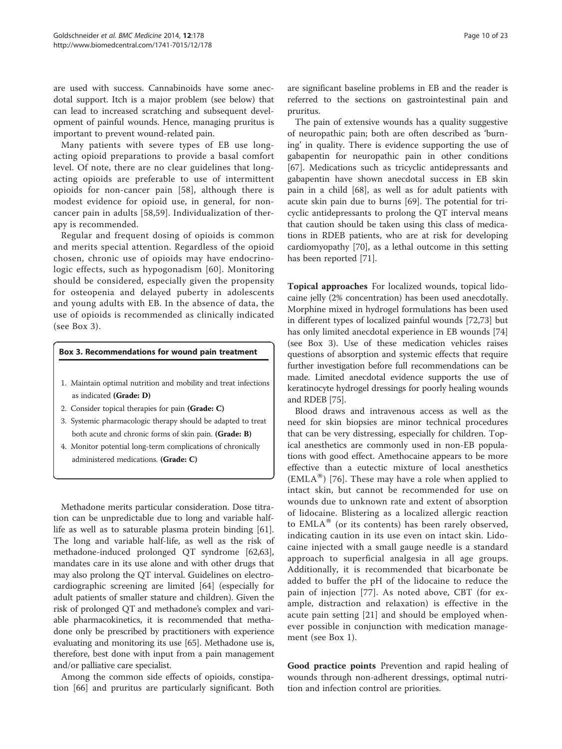are used with success. Cannabinoids have some anecdotal support. Itch is a major problem (see below) that can lead to increased scratching and subsequent development of painful wounds. Hence, managing pruritus is important to prevent wound-related pain.

Many patients with severe types of EB use long-acting opioid preparations to provide a basal comfort level. Of note, there are no clear guidelines that long-acting opioids are preferable to use of intermittent opioids for non-cancer pain [58], although there is modest evidence for opioid use, in general, for non-cancer pain in adults [58,59]. Individualization of therapy is recommended.

Regular and frequent dosing of opioids is common and merits special attention. Regardless of the opioid chosen, chronic use of opioids may have endocrinologic effects, such as hypogonadism [60]. Monitoring should be considered, especially given the propensity for osteopenia and delayed puberty in adolescents and young adults with EB. In the absence of data, the use of opioids is recommended as clinically indicated (see Box 3).

**Box 3. Recommendations for wound pain treatment**

1. Maintain optimal nutrition and mobility and treat infections as indicated **(Grade: D)**
2. Consider topical therapies for pain **(Grade: C)**
3. Systemic pharmacologic therapy should be adapted to treat both acute and chronic forms of skin pain. **(Grade: B)**
4. Monitor potential long-term complications of chronically administered medications. **(Grade: C)**

Methadone merits particular consideration. Dose titration can be unpredictable due to long and variable half-life as well as to saturable plasma protein binding [61]. The long and variable half-life, as well as the risk of methadone-induced prolonged QT syndrome [62,63], mandates care in its use alone and with other drugs that may also prolong the QT interval. Guidelines on electrocardiographic screening are limited [64] (especially for adult patients of smaller stature and children). Given the risk of prolonged QT and methadone's complex and variable pharmacokinetics, it is recommended that methadone only be prescribed by practitioners with experience evaluating and monitoring its use [65]. Methadone use is, therefore, best done with input from a pain management and/or palliative care specialist.

Among the common side effects of opioids, constipation [66] and pruritus are particularly significant. Both are significant baseline problems in EB and the reader is referred to the sections on gastrointestinal pain and pruritus.

The pain of extensive wounds has a quality suggestive of neuropathic pain; both are often described as 'burning' in quality. There is evidence supporting the use of gabapentin for neuropathic pain in other conditions [67]. Medications such as tricyclic antidepressants and gabapentin have shown anecdotal success in EB skin pain in a child [68], as well as for adult patients with acute skin pain due to burns [69]. The potential for tricyclic antidepressants to prolong the QT interval means that caution should be taken using this class of medications in RDEB patients, who are at risk for developing cardiomyopathy [70], as a lethal outcome in this setting has been reported [71].

**Topical approaches** For localized wounds, topical lidocaine jelly (2% concentration) has been used anecdotally. Morphine mixed in hydrogel formulations has been used in different types of localized painful wounds [72,73] but has only limited anecdotal experience in EB wounds [74] (see Box 3). Use of these medication vehicles raises questions of absorption and systemic effects that require further investigation before full recommendations can be made. Limited anecdotal evidence supports the use of keratinocyte hydrogel dressings for poorly healing wounds and RDEB [75].

Blood draws and intravenous access as well as the need for skin biopsies are minor technical procedures that can be very distressing, especially for children. Topical anesthetics are commonly used in non-EB populations with good effect. Amethocaine appears to be more effective than a eutectic mixture of local anesthetics (EMLA®) [76]. These may have a role when applied to intact skin, but cannot be recommended for use on wounds due to unknown rate and extent of absorption of lidocaine. Blistering as a localized allergic reaction to EMLA® (or its contents) has been rarely observed, indicating caution in its use even on intact skin. Lidocaine injected with a small gauge needle is a standard approach to superficial analgesia in all age groups. Additionally, it is recommended that bicarbonate be added to buffer the pH of the lidocaine to reduce the pain of injection [77]. As noted above, CBT (for example, distraction and relaxation) is effective in the acute pain setting [21] and should be employed whenever possible in conjunction with medication management (see Box 1).

**Good practice points** Prevention and rapid healing of wounds through non-adherent dressings, optimal nutrition and infection control are priorities.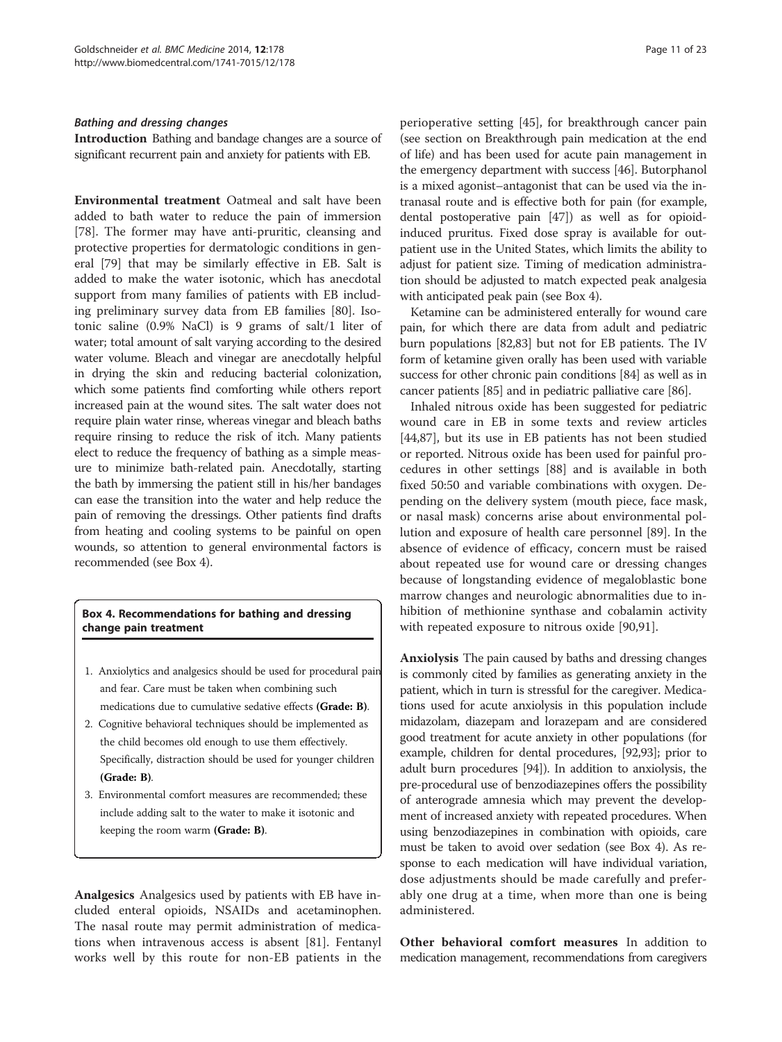#### *Bathing and dressing changes*

**Introduction** Bathing and bandage changes are a source of significant recurrent pain and anxiety for patients with EB.

**Environmental treatment** Oatmeal and salt have been added to bath water to reduce the pain of immersion [78]. The former may have anti-pruritic, cleansing and protective properties for dermatologic conditions in general [79] that may be similarly effective in EB. Salt is added to make the water isotonic, which has anecdotal support from many families of patients with EB including preliminary survey data from EB families [80]. Isotonic saline (0.9% NaCl) is 9 grams of salt/1 liter of water; total amount of salt varying according to the desired water volume. Bleach and vinegar are anecdotally helpful in drying the skin and reducing bacterial colonization, which some patients find comforting while others report increased pain at the wound sites. The salt water does not require plain water rinse, whereas vinegar and bleach baths require rinsing to reduce the risk of itch. Many patients elect to reduce the frequency of bathing as a simple measure to minimize bath-related pain. Anecdotally, starting the bath by immersing the patient still in his/her bandages can ease the transition into the water and help reduce the pain of removing the dressings. Other patients find drafts from heating and cooling systems to be painful on open wounds, so attention to general environmental factors is recommended (see Box 4).

**Box 4. Recommendations for bathing and dressing change pain treatment**

1. Anxiolytics and analgesics should be used for procedural pain and fear. Care must be taken when combining such medications due to cumulative sedative effects **(Grade: B)**.
2. Cognitive behavioral techniques should be implemented as the child becomes old enough to use them effectively. Specifically, distraction should be used for younger children **(Grade: B)**.
3. Environmental comfort measures are recommended; these include adding salt to the water to make it isotonic and keeping the room warm **(Grade: B)**.

**Analgesics** Analgesics used by patients with EB have included enteral opioids, NSAIDs and acetaminophen. The nasal route may permit administration of medications when intravenous access is absent [81]. Fentanyl works well by this route for non-EB patients in the perioperative setting [45], for breakthrough cancer pain (see section on Breakthrough pain medication at the end of life) and has been used for acute pain management in the emergency department with success [46]. Butorphanol is a mixed agonist–antagonist that can be used via the intranasal route and is effective both for pain (for example, dental postoperative pain [47]) as well as for opioid-induced pruritus. Fixed dose spray is available for outpatient use in the United States, which limits the ability to adjust for patient size. Timing of medication administration should be adjusted to match expected peak analgesia with anticipated peak pain (see Box 4).

Ketamine can be administered enterally for wound care pain, for which there are data from adult and pediatric burn populations [82,83] but not for EB patients. The IV form of ketamine given orally has been used with variable success for other chronic pain conditions [84] as well as in cancer patients [85] and in pediatric palliative care [86].

Inhaled nitrous oxide has been suggested for pediatric wound care in EB in some texts and review articles [44,87], but its use in EB patients has not been studied or reported. Nitrous oxide has been used for painful procedures in other settings [88] and is available in both fixed 50:50 and variable combinations with oxygen. Depending on the delivery system (mouth piece, face mask, or nasal mask) concerns arise about environmental pollution and exposure of health care personnel [89]. In the absence of evidence of efficacy, concern must be raised about repeated use for wound care or dressing changes because of longstanding evidence of megaloblastic bone marrow changes and neurologic abnormalities due to inhibition of methionine synthase and cobalamin activity with repeated exposure to nitrous oxide [90,91].

**Anxiolysis** The pain caused by baths and dressing changes is commonly cited by families as generating anxiety in the patient, which in turn is stressful for the caregiver. Medications used for acute anxiolysis in this population include midazolam, diazepam and lorazepam and are considered good treatment for acute anxiety in other populations (for example, children for dental procedures, [92,93]; prior to adult burn procedures [94]). In addition to anxiolysis, the pre-procedural use of benzodiazepines offers the possibility of anterograde amnesia which may prevent the development of increased anxiety with repeated procedures. When using benzodiazepines in combination with opioids, care must be taken to avoid over sedation (see Box 4). As response to each medication will have individual variation, dose adjustments should be made carefully and preferably one drug at a time, when more than one is being administered.

**Other behavioral comfort measures** In addition to medication management, recommendations from caregivers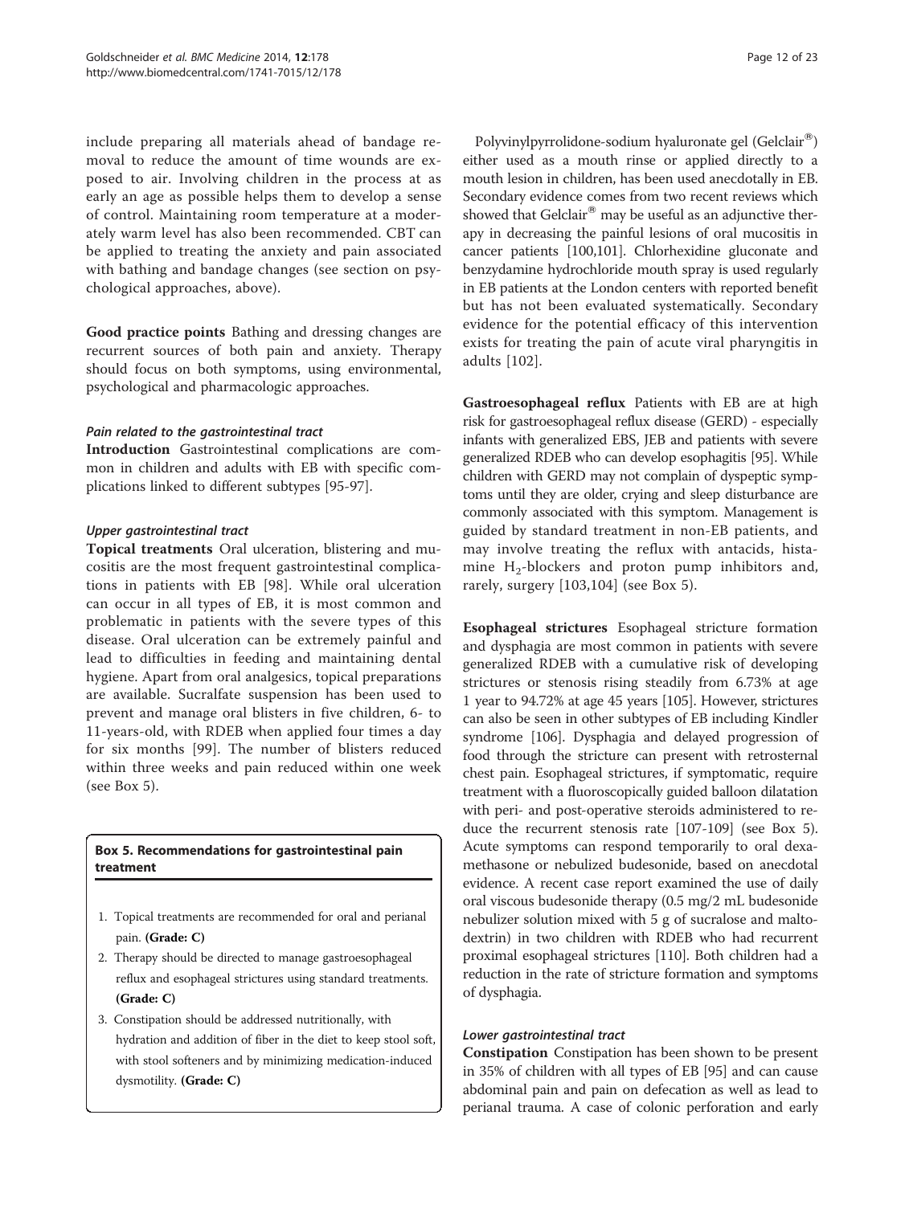include preparing all materials ahead of bandage removal to reduce the amount of time wounds are exposed to air. Involving children in the process at as early an age as possible helps them to develop a sense of control. Maintaining room temperature at a moderately warm level has also been recommended. CBT can be applied to treating the anxiety and pain associated with bathing and bandage changes (see section on psychological approaches, above).

**Good practice points** Bathing and dressing changes are recurrent sources of both pain and anxiety. Therapy should focus on both symptoms, using environmental, psychological and pharmacologic approaches.

#### *Pain related to the gastrointestinal tract*

**Introduction** Gastrointestinal complications are common in children and adults with EB with specific complications linked to different subtypes [95-97].

#### *Upper gastrointestinal tract*

**Topical treatments** Oral ulceration, blistering and mucositis are the most frequent gastrointestinal complications in patients with EB [98]. While oral ulceration can occur in all types of EB, it is most common and problematic in patients with the severe types of this disease. Oral ulceration can be extremely painful and lead to difficulties in feeding and maintaining dental hygiene. Apart from oral analgesics, topical preparations are available. Sucralfate suspension has been used to prevent and manage oral blisters in five children, 6- to 11-years-old, with RDEB when applied four times a day for six months [99]. The number of blisters reduced within three weeks and pain reduced within one week (see Box 5).

**Box 5. Recommendations for gastrointestinal pain treatment**

1. Topical treatments are recommended for oral and perianal pain. **(Grade: C)**
2. Therapy should be directed to manage gastroesophageal reflux and esophageal strictures using standard treatments. **(Grade: C)**
3. Constipation should be addressed nutritionally, with hydration and addition of fiber in the diet to keep stool soft, with stool softeners and by minimizing medication-induced dysmotility. **(Grade: C)**

Polyvinylpyrrolidone-sodium hyaluronate gel (Gelclair®) either used as a mouth rinse or applied directly to a mouth lesion in children, has been used anecdotally in EB. Secondary evidence comes from two recent reviews which showed that Gelclair® may be useful as an adjunctive therapy in decreasing the painful lesions of oral mucositis in cancer patients [100,101]. Chlorhexidine gluconate and benzydamine hydrochloride mouth spray is used regularly in EB patients at the London centers with reported benefit but has not been evaluated systematically. Secondary evidence for the potential efficacy of this intervention exists for treating the pain of acute viral pharyngitis in adults [102].

**Gastroesophageal reflux** Patients with EB are at high risk for gastroesophageal reflux disease (GERD) - especially infants with generalized EBS, JEB and patients with severe generalized RDEB who can develop esophagitis [95]. While children with GERD may not complain of dyspeptic symptoms until they are older, crying and sleep disturbance are commonly associated with this symptom. Management is guided by standard treatment in non-EB patients, and may involve treating the reflux with antacids, histamine $H_2$-blockers and proton pump inhibitors and, rarely, surgery [103,104] (see Box 5).

**Esophageal strictures** Esophageal stricture formation and dysphagia are most common in patients with severe generalized RDEB with a cumulative risk of developing strictures or stenosis rising steadily from 6.73% at age 1 year to 94.72% at age 45 years [105]. However, strictures can also be seen in other subtypes of EB including Kindler syndrome [106]. Dysphagia and delayed progression of food through the stricture can present with retrosternal chest pain. Esophageal strictures, if symptomatic, require treatment with a fluoroscopically guided balloon dilatation with peri- and post-operative steroids administered to reduce the recurrent stenosis rate [107-109] (see Box 5). Acute symptoms can respond temporarily to oral dexamethasone or nebulized budesonide, based on anecdotal evidence. A recent case report examined the use of daily oral viscous budesonide therapy (0.5 mg/2 mL budesonide nebulizer solution mixed with 5 g of sucralose and maltodextrin) in two children with RDEB who had recurrent proximal esophageal strictures [110]. Both children had a reduction in the rate of stricture formation and symptoms of dysphagia.

#### *Lower gastrointestinal tract*

**Constipation** Constipation has been shown to be present in 35% of children with all types of EB [95] and can cause abdominal pain and pain on defecation as well as lead to perianal trauma. A case of colonic perforation and early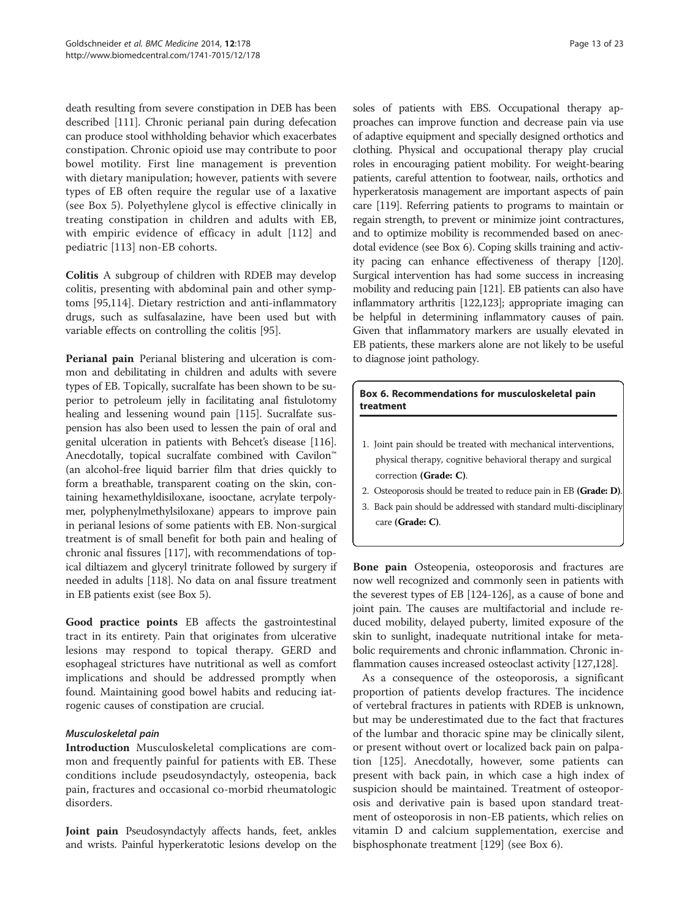death resulting from severe constipation in DEB has been described [111]. Chronic perianal pain during defecation can produce stool withholding behavior which exacerbates constipation. Chronic opioid use may contribute to poor bowel motility. First line management is prevention with dietary manipulation; however, patients with severe types of EB often require the regular use of a laxative (see Box 5). Polyethylene glycol is effective clinically in treating constipation in children and adults with EB, with empiric evidence of efficacy in adult [112] and pediatric [113] non-EB cohorts.

**Colitis** A subgroup of children with RDEB may develop colitis, presenting with abdominal pain and other symptoms [95,114]. Dietary restriction and anti-inflammatory drugs, such as sulfasalazine, have been used but with variable effects on controlling the colitis [95].

**Perianal pain** Perianal blistering and ulceration is common and debilitating in children and adults with severe types of EB. Topically, sucralfate has been shown to be superior to petroleum jelly in facilitating anal fistulotomy healing and lessening wound pain [115]. Sucralfate suspension has also been used to lessen the pain of oral and genital ulceration in patients with Behcet's disease [116]. Anecdotally, topical sucralfate combined with Cavilon™ (an alcohol-free liquid barrier film that dries quickly to form a breathable, transparent coating on the skin, containing hexamethyldisiloxane, isooctane, acrylate terpolymer, polyphenylmethylsiloxane) appears to improve pain in perianal lesions of some patients with EB. Non-surgical treatment is of small benefit for both pain and healing of chronic anal fissures [117], with recommendations of topical diltiazem and glyceryl trinitrate followed by surgery if needed in adults [118]. No data on anal fissure treatment in EB patients exist (see Box 5).

**Good practice points** EB affects the gastrointestinal tract in its entirety. Pain that originates from ulcerative lesions may respond to topical therapy. GERD and esophageal strictures have nutritional as well as comfort implications and should be addressed promptly when found. Maintaining good bowel habits and reducing iatrogenic causes of constipation are crucial.

### *Musculoskeletal pain*

**Introduction** Musculoskeletal complications are common and frequently painful for patients with EB. These conditions include pseudosyndactyly, osteopenia, back pain, fractures and occasional co-morbid rheumatologic disorders.

**Joint pain** Pseudosyndactyly affects hands, feet, ankles and wrists. Painful hyperkeratotic lesions develop on the soles of patients with EBS. Occupational therapy approaches can improve function and decrease pain via use of adaptive equipment and specially designed orthotics and clothing. Physical and occupational therapy play crucial roles in encouraging patient mobility. For weight-bearing patients, careful attention to footwear, nails, orthotics and hyperkeratosis management are important aspects of pain care [119]. Referring patients to programs to maintain or regain strength, to prevent or minimize joint contractures, and to optimize mobility is recommended based on anecdotal evidence (see Box 6). Coping skills training and activity pacing can enhance effectiveness of therapy [120]. Surgical intervention has had some success in increasing mobility and reducing pain [121]. EB patients can also have inflammatory arthritis [122,123]; appropriate imaging can be helpful in determining inflammatory causes of pain. Given that inflammatory markers are usually elevated in EB patients, these markers alone are not likely to be useful to diagnose joint pathology.

**Box 6. Recommendations for musculoskeletal pain treatment**

1. Joint pain should be treated with mechanical interventions, physical therapy, cognitive behavioral therapy and surgical correction **(Grade: C)**.
2. Osteoporosis should be treated to reduce pain in EB **(Grade: D)**.
3. Back pain should be addressed with standard multi-disciplinary care **(Grade: C)**.

**Bone pain** Osteopenia, osteoporosis and fractures are now well recognized and commonly seen in patients with the severest types of EB [124-126], as a cause of bone and joint pain. The causes are multifactorial and include reduced mobility, delayed puberty, limited exposure of the skin to sunlight, inadequate nutritional intake for metabolic requirements and chronic inflammation. Chronic inflammation causes increased osteoclast activity [127,128].

As a consequence of the osteoporosis, a significant proportion of patients develop fractures. The incidence of vertebral fractures in patients with RDEB is unknown, but may be underestimated due to the fact that fractures of the lumbar and thoracic spine may be clinically silent, or present without overt or localized back pain on palpation [125]. Anecdotally, however, some patients can present with back pain, in which case a high index of suspicion should be maintained. Treatment of osteoporosis and derivative pain is based upon standard treatment of osteoporosis in non-EB patients, which relies on vitamin D and calcium supplementation, exercise and bisphosphonate treatment [129] (see Box 6).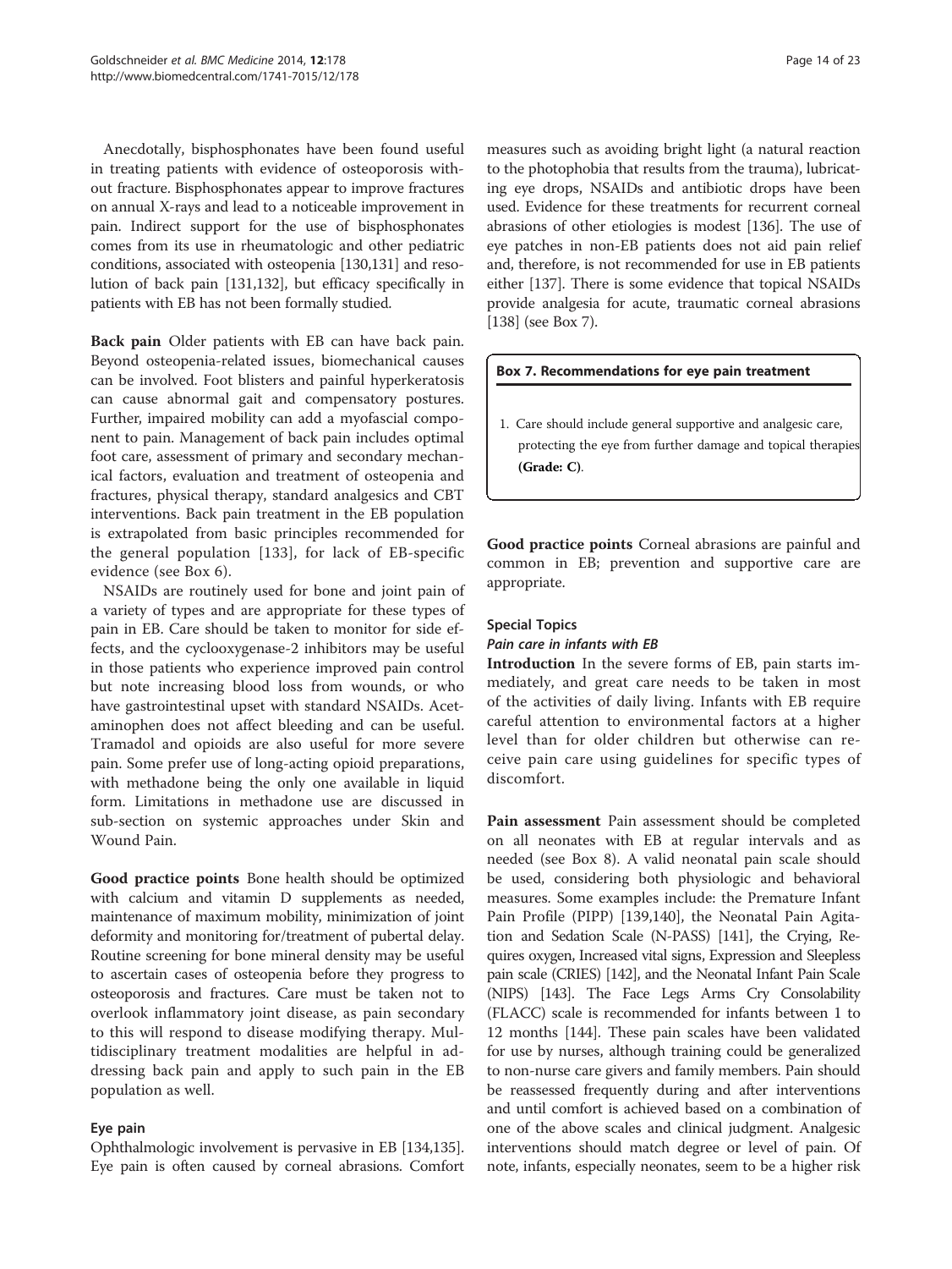Anecdotally, bisphosphonates have been found useful in treating patients with evidence of osteoporosis without fracture. Bisphosphonates appear to improve fractures on annual X-rays and lead to a noticeable improvement in pain. Indirect support for the use of bisphosphonates comes from its use in rheumatologic and other pediatric conditions, associated with osteopenia [130,131] and resolution of back pain [131,132], but efficacy specifically in patients with EB has not been formally studied.

**Back pain** Older patients with EB can have back pain. Beyond osteopenia-related issues, biomechanical causes can be involved. Foot blisters and painful hyperkeratosis can cause abnormal gait and compensatory postures. Further, impaired mobility can add a myofascial component to pain. Management of back pain includes optimal foot care, assessment of primary and secondary mechanical factors, evaluation and treatment of osteopenia and fractures, physical therapy, standard analgesics and CBT interventions. Back pain treatment in the EB population is extrapolated from basic principles recommended for the general population [133], for lack of EB-specific evidence (see Box 6).

NSAIDs are routinely used for bone and joint pain of a variety of types and are appropriate for these types of pain in EB. Care should be taken to monitor for side effects, and the cyclooxygenase-2 inhibitors may be useful in those patients who experience improved pain control but note increasing blood loss from wounds, or who have gastrointestinal upset with standard NSAIDs. Acetaminophen does not affect bleeding and can be useful. Tramadol and opioids are also useful for more severe pain. Some prefer use of long-acting opioid preparations, with methadone being the only one available in liquid form. Limitations in methadone use are discussed in sub-section on systemic approaches under Skin and Wound Pain.

**Good practice points** Bone health should be optimized with calcium and vitamin D supplements as needed, maintenance of maximum mobility, minimization of joint deformity and monitoring for/treatment of pubertal delay. Routine screening for bone mineral density may be useful to ascertain cases of osteopenia before they progress to osteoporosis and fractures. Care must be taken not to overlook inflammatory joint disease, as pain secondary to this will respond to disease modifying therapy. Multidisciplinary treatment modalities are helpful in addressing back pain and apply to such pain in the EB population as well.

### Eye pain

Ophthalmologic involvement is pervasive in EB [134,135]. Eye pain is often caused by corneal abrasions. Comfort measures such as avoiding bright light (a natural reaction to the photophobia that results from the trauma), lubricating eye drops, NSAIDs and antibiotic drops have been used. Evidence for these treatments for recurrent corneal abrasions of other etiologies is modest [136]. The use of eye patches in non-EB patients does not aid pain relief and, therefore, is not recommended for use in EB patients either [137]. There is some evidence that topical NSAIDs provide analgesia for acute, traumatic corneal abrasions [138] (see Box 7).

**Box 7. Recommendations for eye pain treatment**

1. Care should include general supportive and analgesic care, protecting the eye from further damage and topical therapies **(Grade: C)**.

**Good practice points** Corneal abrasions are painful and common in EB; prevention and supportive care are appropriate.

### Special Topics

#### *Pain care in infants with EB*

**Introduction** In the severe forms of EB, pain starts immediately, and great care needs to be taken in most of the activities of daily living. Infants with EB require careful attention to environmental factors at a higher level than for older children but otherwise can receive pain care using guidelines for specific types of discomfort.

**Pain assessment** Pain assessment should be completed on all neonates with EB at regular intervals and as needed (see Box 8). A valid neonatal pain scale should be used, considering both physiologic and behavioral measures. Some examples include: the Premature Infant Pain Profile (PIPP) [139,140], the Neonatal Pain Agitation and Sedation Scale (N-PASS) [141], the Crying, Requires oxygen, Increased vital signs, Expression and Sleepless pain scale (CRIES) [142], and the Neonatal Infant Pain Scale (NIPS) [143]. The Face Legs Arms Cry Consolability (FLACC) scale is recommended for infants between 1 to 12 months [144]. These pain scales have been validated for use by nurses, although training could be generalized to non-nurse care givers and family members. Pain should be reassessed frequently during and after interventions and until comfort is achieved based on a combination of one of the above scales and clinical judgment. Analgesic interventions should match degree or level of pain. Of note, infants, especially neonates, seem to be a higher risk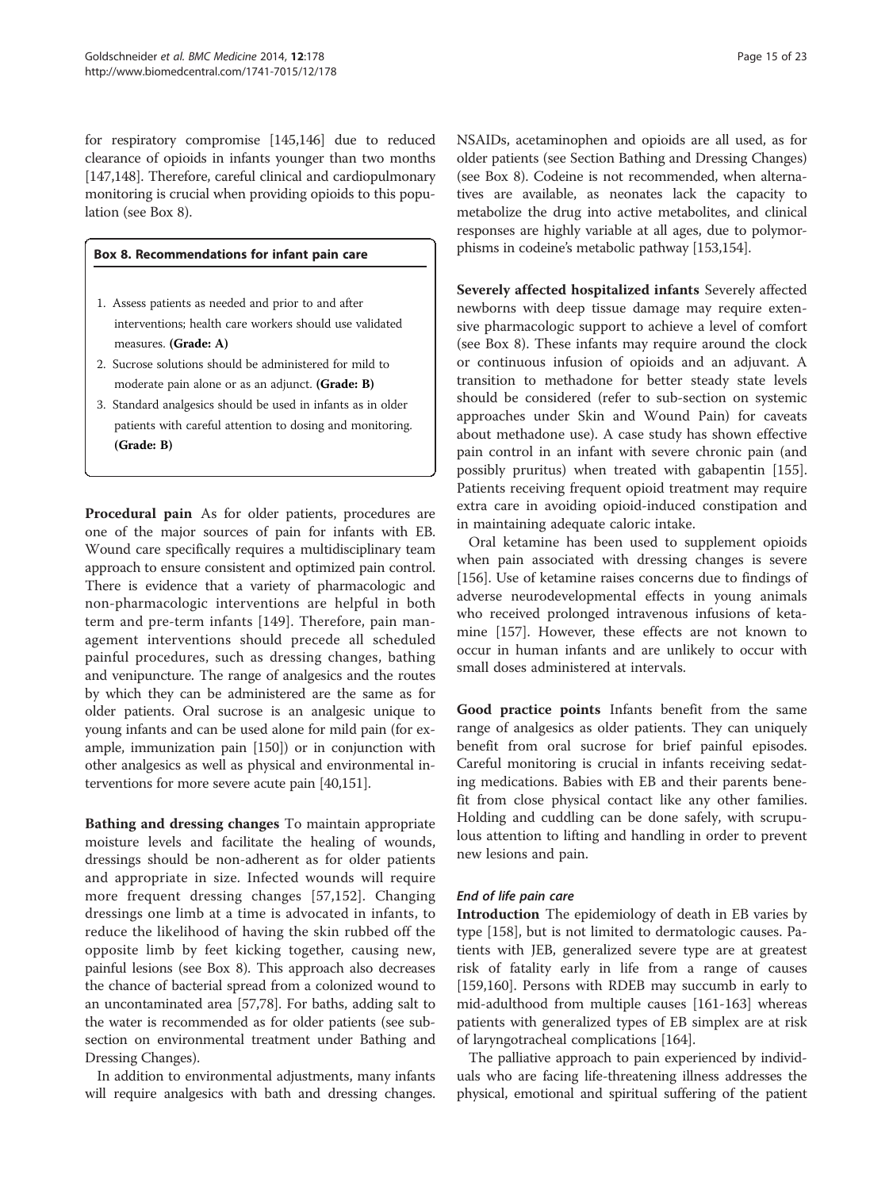for respiratory compromise [145,146] due to reduced clearance of opioids in infants younger than two months [147,148]. Therefore, careful clinical and cardiopulmonary monitoring is crucial when providing opioids to this population (see Box 8).

**Box 8. Recommendations for infant pain care**

1. Assess patients as needed and prior to and after interventions; health care workers should use validated measures. **(Grade: A)**
2. Sucrose solutions should be administered for mild to moderate pain alone or as an adjunct. **(Grade: B)**
3. Standard analgesics should be used in infants as in older patients with careful attention to dosing and monitoring. **(Grade: B)**

**Procedural pain** As for older patients, procedures are one of the major sources of pain for infants with EB. Wound care specifically requires a multidisciplinary team approach to ensure consistent and optimized pain control. There is evidence that a variety of pharmacologic and non-pharmacologic interventions are helpful in both term and pre-term infants [149]. Therefore, pain management interventions should precede all scheduled painful procedures, such as dressing changes, bathing and venipuncture. The range of analgesics and the routes by which they can be administered are the same as for older patients. Oral sucrose is an analgesic unique to young infants and can be used alone for mild pain (for example, immunization pain [150]) or in conjunction with other analgesics as well as physical and environmental interventions for more severe acute pain [40,151].

**Bathing and dressing changes** To maintain appropriate moisture levels and facilitate the healing of wounds, dressings should be non-adherent as for older patients and appropriate in size. Infected wounds will require more frequent dressing changes [57,152]. Changing dressings one limb at a time is advocated in infants, to reduce the likelihood of having the skin rubbed off the opposite limb by feet kicking together, causing new, painful lesions (see Box 8). This approach also decreases the chance of bacterial spread from a colonized wound to an uncontaminated area [57,78]. For baths, adding salt to the water is recommended as for older patients (see subsection on environmental treatment under Bathing and Dressing Changes).

In addition to environmental adjustments, many infants will require analgesics with bath and dressing changes. NSAIDs, acetaminophen and opioids are all used, as for older patients (see Section Bathing and Dressing Changes) (see Box 8). Codeine is not recommended, when alternatives are available, as neonates lack the capacity to metabolize the drug into active metabolites, and clinical responses are highly variable at all ages, due to polymorphisms in codeine's metabolic pathway [153,154].

**Severely affected hospitalized infants** Severely affected newborns with deep tissue damage may require extensive pharmacologic support to achieve a level of comfort (see Box 8). These infants may require around the clock or continuous infusion of opioids and an adjuvant. A transition to methadone for better steady state levels should be considered (refer to sub-section on systemic approaches under Skin and Wound Pain) for caveats about methadone use). A case study has shown effective pain control in an infant with severe chronic pain (and possibly pruritus) when treated with gabapentin [155]. Patients receiving frequent opioid treatment may require extra care in avoiding opioid-induced constipation and in maintaining adequate caloric intake.

Oral ketamine has been used to supplement opioids when pain associated with dressing changes is severe [156]. Use of ketamine raises concerns due to findings of adverse neurodevelopmental effects in young animals who received prolonged intravenous infusions of ketamine [157]. However, these effects are not known to occur in human infants and are unlikely to occur with small doses administered at intervals.

**Good practice points** Infants benefit from the same range of analgesics as older patients. They can uniquely benefit from oral sucrose for brief painful episodes. Careful monitoring is crucial in infants receiving sedating medications. Babies with EB and their parents benefit from close physical contact like any other families. Holding and cuddling can be done safely, with scrupulous attention to lifting and handling in order to prevent new lesions and pain.

### *End of life pain care*

**Introduction** The epidemiology of death in EB varies by type [158], but is not limited to dermatologic causes. Patients with JEB, generalized severe type are at greatest risk of fatality early in life from a range of causes [159,160]. Persons with RDEB may succumb in early to mid-adulthood from multiple causes [161-163] whereas patients with generalized types of EB simplex are at risk of laryngotracheal complications [164].

The palliative approach to pain experienced by individuals who are facing life-threatening illness addresses the physical, emotional and spiritual suffering of the patient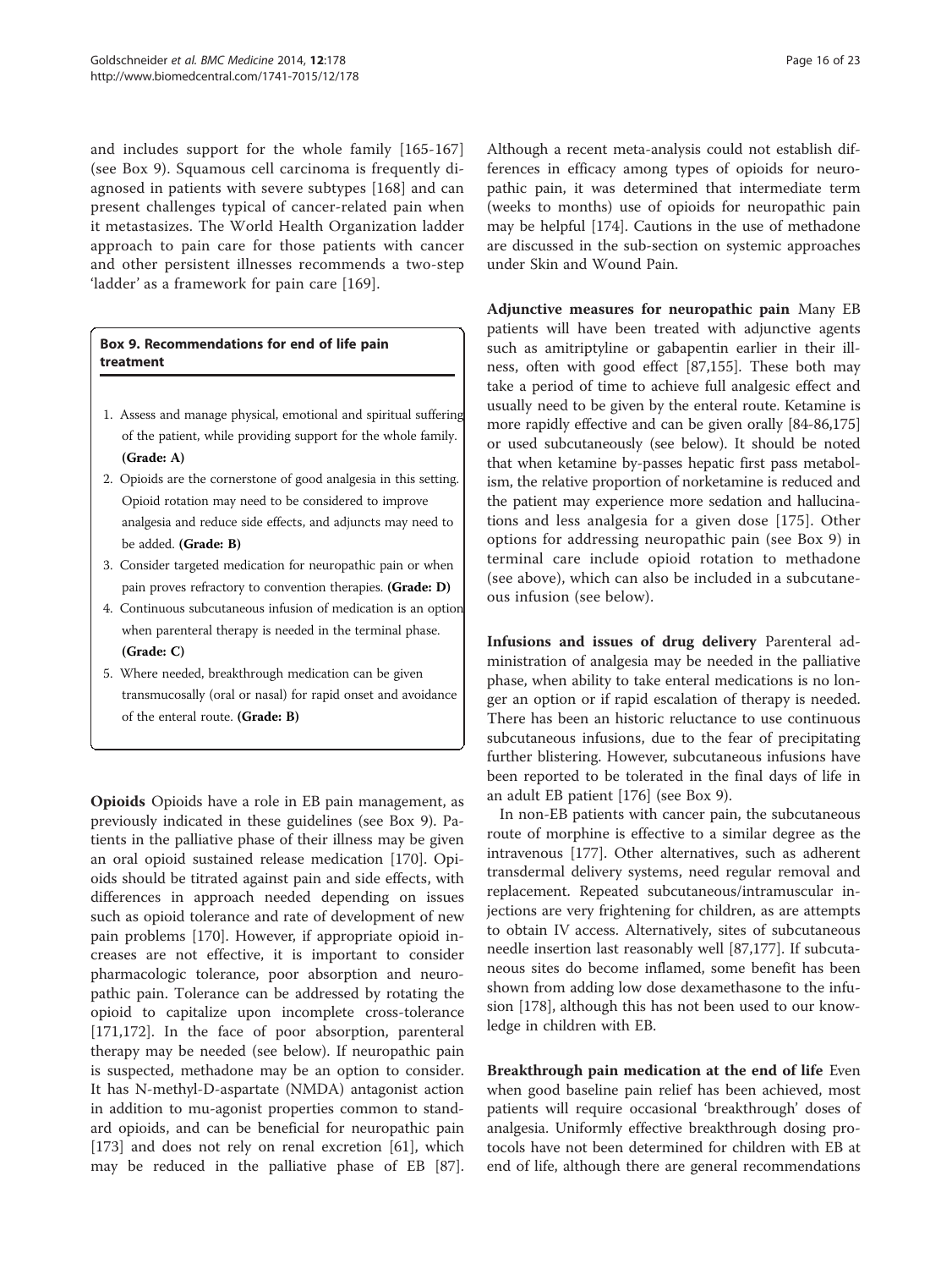and includes support for the whole family [165-167] (see Box 9). Squamous cell carcinoma is frequently diagnosed in patients with severe subtypes [168] and can present challenges typical of cancer-related pain when it metastasizes. The World Health Organization ladder approach to pain care for those patients with cancer and other persistent illnesses recommends a two-step 'ladder' as a framework for pain care [169].

**Box 9. Recommendations for end of life pain treatment**

1. Assess and manage physical, emotional and spiritual suffering of the patient, while providing support for the whole family. **(Grade: A)**
2. Opioids are the cornerstone of good analgesia in this setting. Opioid rotation may need to be considered to improve analgesia and reduce side effects, and adjuncts may need to be added. **(Grade: B)**
3. Consider targeted medication for neuropathic pain or when pain proves refractory to convention therapies. **(Grade: D)**
4. Continuous subcutaneous infusion of medication is an option when parenteral therapy is needed in the terminal phase. **(Grade: C)**
5. Where needed, breakthrough medication can be given transmucosally (oral or nasal) for rapid onset and avoidance of the enteral route. **(Grade: B)**

**Opioids** Opioids have a role in EB pain management, as previously indicated in these guidelines (see Box 9). Patients in the palliative phase of their illness may be given an oral opioid sustained release medication [170]. Opioids should be titrated against pain and side effects, with differences in approach needed depending on issues such as opioid tolerance and rate of development of new pain problems [170]. However, if appropriate opioid increases are not effective, it is important to consider pharmacologic tolerance, poor absorption and neuropathic pain. Tolerance can be addressed by rotating the opioid to capitalize upon incomplete cross-tolerance [171,172]. In the face of poor absorption, parenteral therapy may be needed (see below). If neuropathic pain is suspected, methadone may be an option to consider. It has N-methyl-D-aspartate (NMDA) antagonist action in addition to mu-agonist properties common to standard opioids, and can be beneficial for neuropathic pain [173] and does not rely on renal excretion [61], which may be reduced in the palliative phase of EB [87]. Although a recent meta-analysis could not establish differences in efficacy among types of opioids for neuropathic pain, it was determined that intermediate term (weeks to months) use of opioids for neuropathic pain may be helpful [174]. Cautions in the use of methadone are discussed in the sub-section on systemic approaches under Skin and Wound Pain.

**Adjunctive measures for neuropathic pain** Many EB patients will have been treated with adjunctive agents such as amitriptyline or gabapentin earlier in their illness, often with good effect [87,155]. These both may take a period of time to achieve full analgesic effect and usually need to be given by the enteral route. Ketamine is more rapidly effective and can be given orally [84-86,175] or used subcutaneously (see below). It should be noted that when ketamine by-passes hepatic first pass metabolism, the relative proportion of norketamine is reduced and the patient may experience more sedation and hallucinations and less analgesia for a given dose [175]. Other options for addressing neuropathic pain (see Box 9) in terminal care include opioid rotation to methadone (see above), which can also be included in a subcutaneous infusion (see below).

**Infusions and issues of drug delivery** Parenteral administration of analgesia may be needed in the palliative phase, when ability to take enteral medications is no longer an option or if rapid escalation of therapy is needed. There has been an historic reluctance to use continuous subcutaneous infusions, due to the fear of precipitating further blistering. However, subcutaneous infusions have been reported to be tolerated in the final days of life in an adult EB patient [176] (see Box 9).

In non-EB patients with cancer pain, the subcutaneous route of morphine is effective to a similar degree as the intravenous [177]. Other alternatives, such as adherent transdermal delivery systems, need regular removal and replacement. Repeated subcutaneous/intramuscular injections are very frightening for children, as are attempts to obtain IV access. Alternatively, sites of subcutaneous needle insertion last reasonably well [87,177]. If subcutaneous sites do become inflamed, some benefit has been shown from adding low dose dexamethasone to the infusion [178], although this has not been used to our knowledge in children with EB.

**Breakthrough pain medication at the end of life** Even when good baseline pain relief has been achieved, most patients will require occasional 'breakthrough' doses of analgesia. Uniformly effective breakthrough dosing protocols have not been determined for children with EB at end of life, although there are general recommendations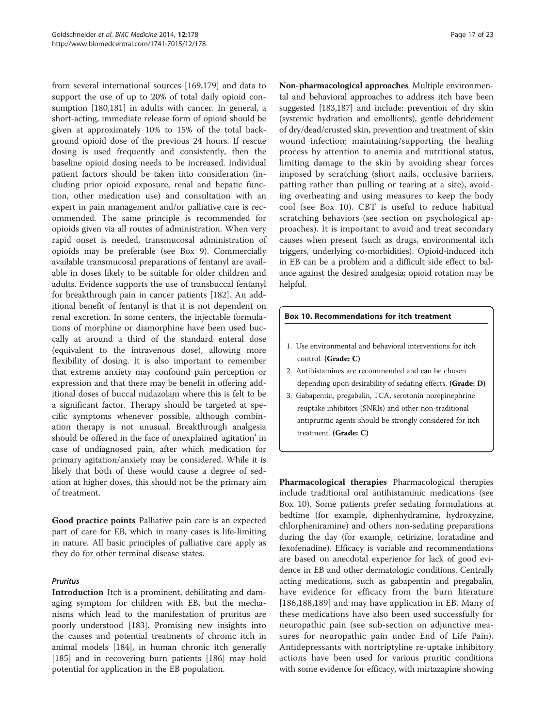from several international sources [169,179] and data to support the use of up to 20% of total daily opioid consumption [180,181] in adults with cancer. In general, a short-acting, immediate release form of opioid should be given at approximately 10% to 15% of the total background opioid dose of the previous 24 hours. If rescue dosing is used frequently and consistently, then the baseline opioid dosing needs to be increased. Individual patient factors should be taken into consideration (including prior opioid exposure, renal and hepatic function, other medication use) and consultation with an expert in pain management and/or palliative care is recommended. The same principle is recommended for opioids given via all routes of administration. When very rapid onset is needed, transmucosal administration of opioids may be preferable (see Box 9). Commercially available transmucosal preparations of fentanyl are available in doses likely to be suitable for older children and adults. Evidence supports the use of transbuccal fentanyl for breakthrough pain in cancer patients [182]. An additional benefit of fentanyl is that it is not dependent on renal excretion. In some centers, the injectable formulations of morphine or diamorphine have been used buccally at around a third of the standard enteral dose (equivalent to the intravenous dose), allowing more flexibility of dosing. It is also important to remember that extreme anxiety may confound pain perception or expression and that there may be benefit in offering additional doses of buccal midazolam where this is felt to be a significant factor. Therapy should be targeted at specific symptoms whenever possible, although combination therapy is not unusual. Breakthrough analgesia should be offered in the face of unexplained 'agitation' in case of undiagnosed pain, after which medication for primary agitation/anxiety may be considered. While it is likely that both of these would cause a degree of sedation at higher doses, this should not be the primary aim of treatment.

**Good practice points** Palliative pain care is an expected part of care for EB, which in many cases is life-limiting in nature. All basic principles of palliative care apply as they do for other terminal disease states.

### *Pruritus*

**Introduction** Itch is a prominent, debilitating and damaging symptom for children with EB, but the mechanisms which lead to the manifestation of pruritus are poorly understood [183]. Promising new insights into the causes and potential treatments of chronic itch in animal models [184], in human chronic itch generally [185] and in recovering burn patients [186] may hold potential for application in the EB population.

**Non-pharmacological approaches** Multiple environmental and behavioral approaches to address itch have been suggested [183,187] and include: prevention of dry skin (systemic hydration and emollients), gentle debridement of dry/dead/crusted skin, prevention and treatment of skin wound infection; maintaining/supporting the healing process by attention to anemia and nutritional status, limiting damage to the skin by avoiding shear forces imposed by scratching (short nails, occlusive barriers, patting rather than pulling or tearing at a site), avoiding overheating and using measures to keep the body cool (see Box 10). CBT is useful to reduce habitual scratching behaviors (see section on psychological approaches). It is important to avoid and treat secondary causes when present (such as drugs, environmental itch triggers, underlying co-morbidities). Opioid-induced itch in EB can be a problem and a difficult side effect to balance against the desired analgesia; opioid rotation may be helpful.

**Box 10. Recommendations for itch treatment**

1. Use environmental and behavioral interventions for itch control. **(Grade: C)**
2. Antihistamines are recommended and can be chosen depending upon desirability of sedating effects. **(Grade: D)**
3. Gabapentin, pregabalin, TCA, serotonin norepinephrine reuptake inhibitors (SNRIs) and other non-traditional antipruritic agents should be strongly considered for itch treatment. **(Grade: C)**

**Pharmacological therapies** Pharmacological therapies include traditional oral antihistaminic medications (see Box 10). Some patients prefer sedating formulations at bedtime (for example, diphenhydramine, hydroxyzine, chlorpheniramine) and others non-sedating preparations during the day (for example, cetirizine, loratadine and fexofenadine). Efficacy is variable and recommendations are based on anecdotal experience for lack of good evidence in EB and other dermatologic conditions. Centrally acting medications, such as gabapentin and pregabalin, have evidence for efficacy from the burn literature [186,188,189] and may have application in EB. Many of these medications have also been used successfully for neuropathic pain (see sub-section on adjunctive measures for neuropathic pain under End of Life Pain). Antidepressants with nortriptyline re-uptake inhibitory actions have been used for various pruritic conditions with some evidence for efficacy, with mirtazapine showing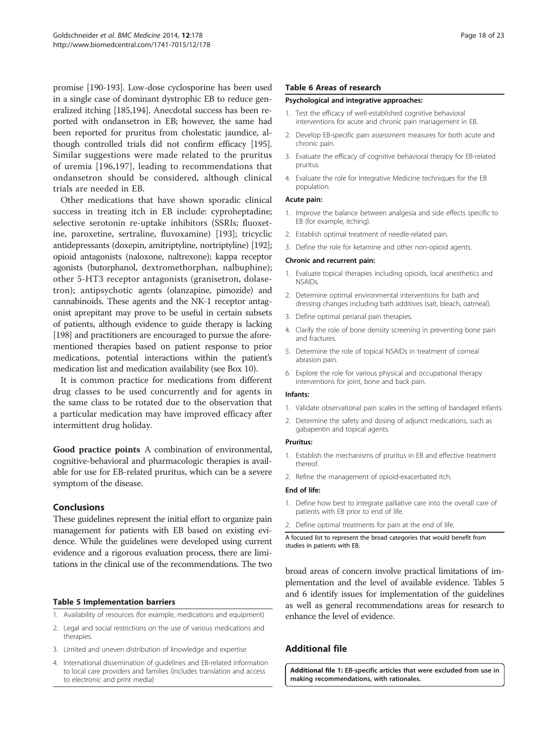promise [190-193]. Low-dose cyclosporine has been used in a single case of dominant dystrophic EB to reduce generalized itching [185,194]. Anecdotal success has been reported with ondansetron in EB; however, the same had been reported for pruritus from cholestatic jaundice, although controlled trials did not confirm efficacy [195]. Similar suggestions were made related to the pruritus of uremia [196,197], leading to recommendations that ondansetron should be considered, although clinical trials are needed in EB.

Other medications that have shown sporadic clinical success in treating itch in EB include: cyproheptadine; selective serotonin re-uptake inhibitors (SSRIs; fluoxetine, paroxetine, sertraline, fluvoxamine) [193]; tricyclic antidepressants (doxepin, amitriptyline, nortriptyline) [192]; opioid antagonists (naloxone, naltrexone); kappa receptor agonists (butorphanol, dextromethorphan, nalbuphine); other 5-HT3 receptor antagonists (granisetron, dolasetron); antipsychotic agents (olanzapine, pimozide) and cannabinoids. These agents and the NK-1 receptor antagonist aprepitant may prove to be useful in certain subsets of patients, although evidence to guide therapy is lacking [198] and practitioners are encouraged to pursue the aforementioned therapies based on patient response to prior medications, potential interactions within the patient's medication list and medication availability (see Box 10).

It is common practice for medications from different drug classes to be used concurrently and for agents in the same class to be rotated due to the observation that a particular medication may have improved efficacy after intermittent drug holiday.

**Good practice points** A combination of environmental, cognitive-behavioral and pharmacologic therapies is available for use for EB-related pruritus, which can be a severe symptom of the disease.

## Conclusions

These guidelines represent the initial effort to organize pain management for patients with EB based on existing evidence. While the guidelines were developed using current evidence and a rigorous evaluation process, there are limitations in the clinical use of the recommendations. The two broad areas of concern involve practical limitations of implementation and the level of available evidence. Tables 5 and 6 identify issues for implementation of the guidelines as well as general recommendations areas for research to enhance the level of evidence.

**Table 5 Implementation barriers**

1. Availability of resources (for example, medications and equipment)
2. Legal and social restrictions on the use of various medications and therapies.
3. Limited and uneven distribution of knowledge and expertise
4. International dissemination of guidelines and EB-related information to local care providers and families (includes translation and access to electronic and print media)

**Table 6 Areas of research**

**Psychological and integrative approaches:**

1. Test the efficacy of well-established cognitive behavioral interventions for acute and chronic pain management in EB.
2. Develop EB-specific pain assessment measures for both acute and chronic pain.
3. Evaluate the efficacy of cognitive behavioral therapy for EB-related pruritus
4. Evaluate the role for Integrative Medicine techniques for the EB population.

**Acute pain:**

1. Improve the balance between analgesia and side effects specific to EB (for example, itching).
2. Establish optimal treatment of needle-related pain.
3. Define the role for ketamine and other non-opioid agents.

**Chronic and recurrent pain:**

1. Evaluate topical therapies including opioids, local anesthetics and NSAIDs.
2. Determine optimal environmental interventions for bath and dressing changes including bath additives (salt, bleach, oatmeal).
3. Define optimal perianal pain therapies.
4. Clarify the role of bone density screening in preventing bone pain and fractures.
5. Determine the role of topical NSAIDs in treatment of corneal abrasion pain.
6. Explore the role for various physical and occupational therapy interventions for joint, bone and back pain.

**Infants:**

1. Validate observational pain scales in the setting of bandaged infants.
2. Determine the safety and dosing of adjunct medications, such as gabapentin and topical agents.

**Pruritus:**

1. Establish the mechanisms of pruritus in EB and effective treatment thereof.
2. Refine the management of opioid-exacerbated itch.

**End of life:**

1. Define how best to integrate palliative care into the overall care of patients with EB prior to end of life.
2. Define optimal treatments for pain at the end of life.

A focused list to represent the broad categories that would benefit from studies in patients with EB.

## Additional file

**Additional file 1: EB-specific articles that were excluded from use in making recommendations, with rationales.**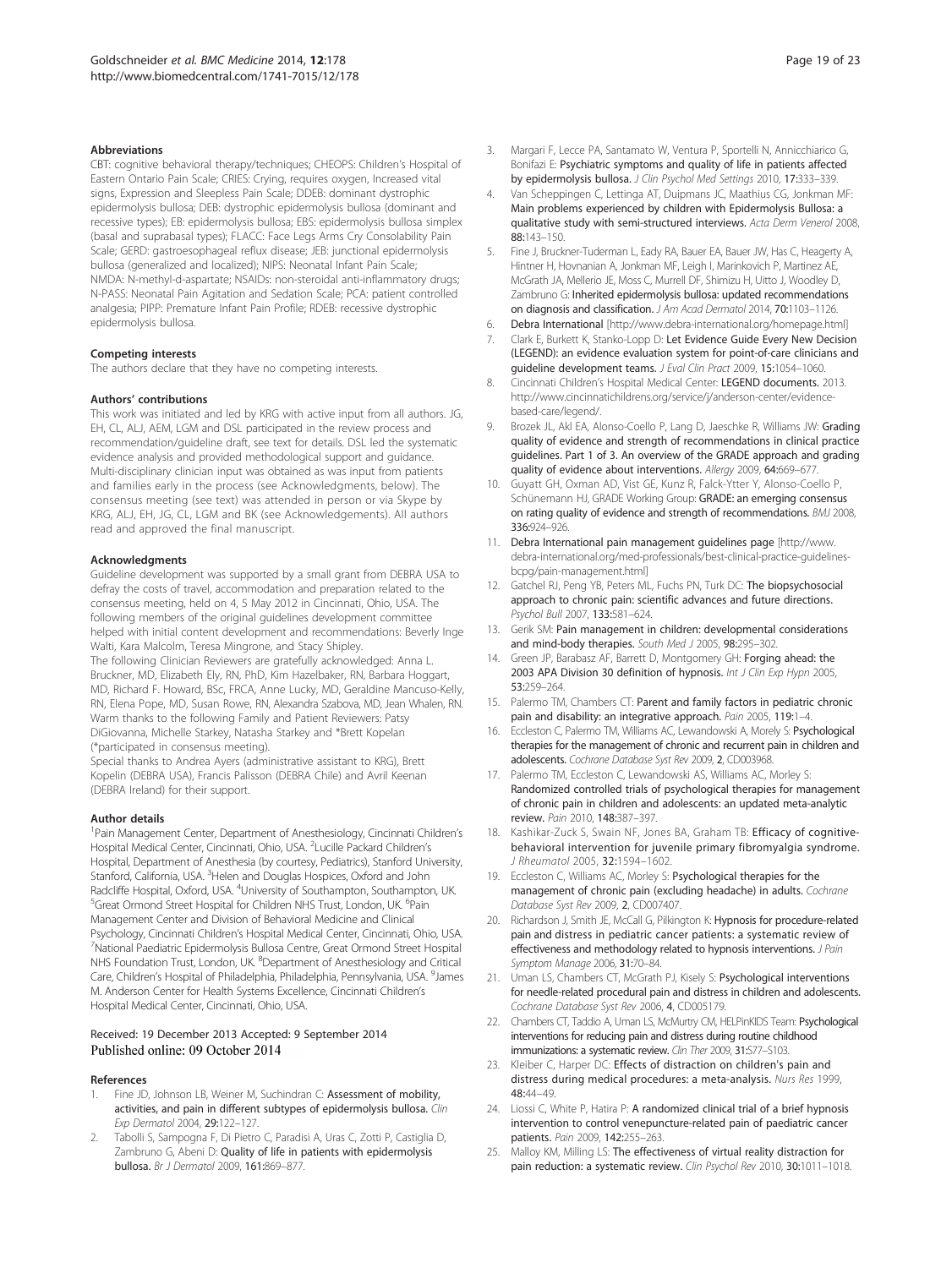### Abbreviations

CBT: cognitive behavioral therapy/techniques; CHEOPS: Children's Hospital of Eastern Ontario Pain Scale; CRIES: Crying, requires oxygen, Increased vital signs, Expression and Sleepless Pain Scale; DDEB: dominant dystrophic epidermolysis bullosa; DEB: dystrophic epidermolysis bullosa (dominant and recessive types); EB: epidermolysis bullosa; EBS: epidermolysis bullosa simplex (basal and suprabasal types); FLACC: Face Legs Arms Cry Consolability Pain Scale; GERD: gastroesophageal reflux disease; JEB: junctional epidermolysis bullosa (generalized and localized); NIPS: Neonatal Infant Pain Scale; NMDA: N-methyl-d-aspartate; NSAIDs: non-steroidal anti-inflammatory drugs; N-PASS: Neonatal Pain Agitation and Sedation Scale; PCA: patient controlled analgesia; PIPP: Premature Infant Pain Profile; RDEB: recessive dystrophic epidermolysis bullosa.

### Competing interests

The authors declare that they have no competing interests.

### Authors' contributions

This work was initiated and led by KRG with active input from all authors. JG, EH, CL, ALJ, AEM, LGM and DSL participated in the review process and recommendation/guideline draft, see text for details. DSL led the systematic evidence analysis and provided methodological support and guidance. Multi-disciplinary clinician input was obtained as was input from patients and families early in the process (see Acknowledgments, below). The consensus meeting (see text) was attended in person or via Skype by KRG, ALJ, EH, JG, CL, LGM and BK (see Acknowledgements). All authors read and approved the final manuscript.

### Acknowledgments

Guideline development was supported by a small grant from DEBRA USA to defray the costs of travel, accommodation and preparation related to the consensus meeting, held on 4, 5 May 2012 in Cincinnati, Ohio, USA. The following members of the original guidelines development committee helped with initial content development and recommendations: Beverly Inge Walti, Kara Malcolm, Teresa Mingrone, and Stacy Shipley.

The following Clinician Reviewers are gratefully acknowledged: Anna L. Bruckner, MD, Elizabeth Ely, RN, PhD, Kim Hazelbaker, RN, Barbara Hoggart, MD, Richard F. Howard, BSc, FRCA, Anne Lucky, MD, Geraldine Mancuso-Kelly, RN, Elena Pope, MD, Susan Rowe, RN, Alexandra Szabova, MD, Jean Whalen, RN. Warm thanks to the following Family and Patient Reviewers: Patsy DiGiovanna, Michelle Starkey, Natasha Starkey and *Brett Kopelan (*participated in consensus meeting).

Special thanks to Andrea Ayers (administrative assistant to KRG), Brett Kopelin (DEBRA USA), Francis Palisson (DEBRA Chile) and Avril Keenan (DEBRA Ireland) for their support.

### Author details

[1]Pain Management Center, Department of Anesthesiology, Cincinnati Children's Hospital Medical Center, Cincinnati, Ohio, USA. [2]Lucille Packard Children's Hospital, Department of Anesthesia (by courtesy, Pediatrics), Stanford University, Stanford, California, USA. [3]Helen and Douglas Hospices, Oxford and John Radcliffe Hospital, Oxford, USA. [4]University of Southampton, Southampton, UK. [5]Great Ormond Street Hospital for Children NHS Trust, London, UK. [6]Pain Management Center and Division of Behavioral Medicine and Clinical Psychology, Cincinnati Children's Hospital Medical Center, Cincinnati, Ohio, USA. [7]National Paediatric Epidermolysis Bullosa Centre, Great Ormond Street Hospital NHS Foundation Trust, London, UK. [8]Department of Anesthesiology and Critical Care, Children's Hospital of Philadelphia, Philadelphia, Pennsylvania, USA. [9]James M. Anderson Center for Health Systems Excellence, Cincinnati Children's Hospital Medical Center, Cincinnati, Ohio, USA.

Received: 19 December 2013 Accepted: 9 September 2014
Published online: 09 October 2014

### References

1. Fine JD, Johnson LB, Weiner M, Suchindran C: **Assessment of mobility, activities, and pain in different subtypes of epidermolysis bullosa.** *Clin Exp Dermatol* 2004, **29:**122–127.
2. Tabolli S, Sampogna F, Di Pietro C, Paradisi A, Uras C, Zotti P, Castiglia D, Zambruno G, Abeni D: **Quality of life in patients with epidermolysis bullosa.** *Br J Dermatol* 2009, **161:**869–877.
3. Margari F, Lecce PA, Santamato W, Ventura P, Sportelli N, Annicchiarico G, Bonifazi E: **Psychiatric symptoms and quality of life in patients affected by epidermolysis bullosa.** *J Clin Psychol Med Settings* 2010, **17:**333–339.
4. Van Scheppingen C, Lettinga AT, Duipmans JC, Maathius CG, Jonkman MF: **Main problems experienced by children with Epidermolysis Bullosa: a qualitative study with semi-structured interviews.** *Acta Derm Venerol* 2008, **88:**143–150.
5. Fine J, Bruckner-Tuderman L, Eady RA, Bauer EA, Bauer JW, Has C, Heagerty A, Hintner H, Hovnanian A, Jonkman MF, Leigh I, Marinkovich P, Martinez AE, McGrath JA, Mellerio JE, Moss C, Murrell DF, Shimizu H, Uitto J, Woodley D, Zambruno G: **Inherited epidermolysis bullosa: updated recommendations on diagnosis and classification.** *J Am Acad Dermatol* 2014, **70:**1103–1126.
6. **Debra International** [http://www.debra-international.org/homepage.html]
7. Clark E, Burkett K, Stanko-Lopp D: **Let Evidence Guide Every New Decision (LEGEND): an evidence evaluation system for point-of-care clinicians and guideline development teams.** *J Eval Clin Pract* 2009, **15:**1054–1060.
8. Cincinnati Children's Hospital Medical Center: **LEGEND documents.** 2013. http://www.cincinnatichildrens.org/service/j/anderson-center/evidence-based-care/legend/.
9. Brozek JL, Akl EA, Alonso-Coello P, Lang D, Jaeschke R, Williams JW: **Grading quality of evidence and strength of recommendations in clinical practice guidelines. Part 1 of 3. An overview of the GRADE approach and grading quality of evidence about interventions.** *Allergy* 2009, **64:**669–677.
10. Guyatt GH, Oxman AD, Vist GE, Kunz R, Falck-Ytter Y, Alonso-Coello P, Schünemann HJ, GRADE Working Group: **GRADE: an emerging consensus on rating quality of evidence and strength of recommendations.** *BMJ* 2008, **336:**924–926.
11. **Debra International pain management guidelines page** [http://www.debra-international.org/med-professionals/best-clinical-practice-guidelines-bcpg/pain-management.html]
12. Gatchel RJ, Peng YB, Peters ML, Fuchs PN, Turk DC: **The biopsychosocial approach to chronic pain: scientific advances and future directions.** *Psychol Bull* 2007, **133:**581–624.
13. Gerik SM: **Pain management in children: developmental considerations and mind-body therapies.** *South Med J* 2005, **98:**295–302.
14. Green JP, Barabasz AF, Barrett D, Montgomery GH: **Forging ahead: the 2003 APA Division 30 definition of hypnosis.** *Int J Clin Exp Hypn* 2005, **53:**259–264.
15. Palermo TM, Chambers CT: **Parent and family factors in pediatric chronic pain and disability: an integrative approach.** *Pain* 2005, **119:**1–4.
16. Eccleston C, Palermo TM, Williams AC, Lewandowski A, Morely S: **Psychological therapies for the management of chronic and recurrent pain in children and adolescents.** *Cochrane Database Syst Rev* 2009, **2**, CD003968.
17. Palermo TM, Eccleston C, Lewandowski AS, Williams AC, Morley S: **Randomized controlled trials of psychological therapies for management of chronic pain in children and adolescents: an updated meta-analytic review.** *Pain* 2010, **148:**387–397.
18. Kashikar-Zuck S, Swain NF, Jones BA, Graham TB: **Efficacy of cognitive-behavioral intervention for juvenile primary fibromyalgia syndrome.** *J Rheumatol* 2005, **32:**1594–1602.
19. Eccleston C, Williams AC, Morley S: **Psychological therapies for the management of chronic pain (excluding headache) in adults.** *Cochrane Database Syst Rev* 2009, **2**, CD007407.
20. Richardson J, Smith JE, McCall G, Pilkington K: **Hypnosis for procedure-related pain and distress in pediatric cancer patients: a systematic review of effectiveness and methodology related to hypnosis interventions.** *J Pain Symptom Manage* 2006, **31:**70–84.
21. Uman LS, Chambers CT, McGrath PJ, Kisely S: **Psychological interventions for needle-related procedural pain and distress in children and adolescents.** *Cochrane Database Syst Rev* 2006, **4**, CD005179.
22. Chambers CT, Taddio A, Uman LS, McMurtry CM, HELPinKIDS Team: **Psychological interventions for reducing pain and distress during routine childhood immunizations: a systematic review.** *Clin Ther* 2009, **31:**S77–S103.
23. Kleiber C, Harper DC: **Effects of distraction on children's pain and distress during medical procedures: a meta-analysis.** *Nurs Res* 1999, **48:**44–49.
24. Liossi C, White P, Hatira P: **A randomized clinical trial of a brief hypnosis intervention to control venepuncture-related pain of paediatric cancer patients.** *Pain* 2009, **142:**255–263.
25. Malloy KM, Milling LS: **The effectiveness of virtual reality distraction for pain reduction: a systematic review.** *Clin Psychol Rev* 2010, **30:**1011–1018.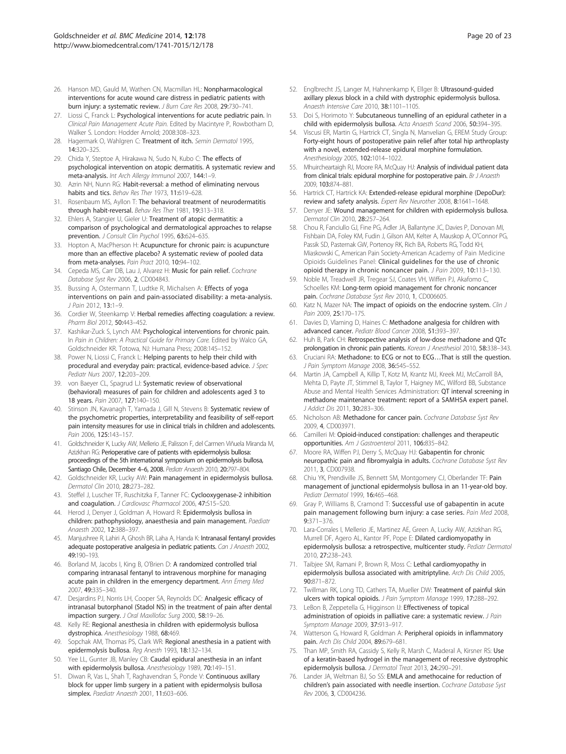26. Hanson MD, Gauld M, Wathen CN, Macmillan HL: **Nonpharmacological interventions for acute wound care distress in pediatric patients with burn injury: a systematic review.** *J Burn Care Res* 2008, **29:**730–741.
27. Liossi C, Franck L: **Psychological interventions for acute pediatric pain.** In *Clinical Pain Management Acute Pain.* Edited by Macintyre P, Rowbotham D, Walker S. London: Hodder Arnold; 2008:308–323.
28. Hagermark O, Wahlgren C: **Treatment of itch.** *Semin Dermatol* 1995, **14:**320–325.
29. Chida Y, Steptoe A, Hirakawa N, Sudo N, Kubo C: **The effects of psychological intervention on atopic dermatitis. A systematic review and meta-analysis.** *Int Arch Allergy Immunol* 2007, **144:**1–9.
30. Azrin NH, Nunn RG: **Habit-reversal: a method of eliminating nervous habits and tics.** *Behav Res Ther* 1973, **11:**619–628.
31. Rosenbaum MS, Ayllon T: **The behavioral treatment of neurodermatitis through habit-reversal.** *Behav Res Ther* 1981, **19:**313–318.
32. Ehlers A, Stangier U, Gieler U: **Treatment of atopic dermatitis: a comparison of psychological and dermatological approaches to relapse prevention.** *J Consult Clin Psychol* 1995, **63:**624–635.
33. Hopton A, MacPherson H: **Acupuncture for chronic pain: is acupuncture more than an effective placebo? A systematic review of pooled data from meta-analyses.** *Pain Pract* 2010, **10:**94–102.
34. Cepeda MS, Carr DB, Lau J, Alvarez H: **Music for pain relief.** *Cochrane Database Syst Rev* 2006, **2**, CD004843.
35. Bussing A, Ostermann T, Ludtke R, Michalsen A: **Effects of yoga interventions on pain and pain-associated disability: a meta-analysis.** *J Pain* 2012, **13:**1–9.
36. Cordier W, Steenkamp V: **Herbal remedies affecting coagulation: a review.** *Pharm Biol* 2012, **50:**443–452.
37. Kashikar-Zuck S, Lynch AM: **Psychological interventions for chronic pain.** In *Pain in Children: A Practical Guide for Primary Care.* Edited by Walco GA, Goldschneider KR. Totowa, NJ: Humana Press; 2008:145–152.
38. Power N, Liossi C, Franck L: **Helping parents to help their child with procedural and everyday pain: practical, evidence-based advice.** *J Spec Pediatr Nurs* 2007, **12:**203–209.
39. von Baeyer CL, Spagrud LJ: **Systematic review of observational (behavioral) measures of pain for children and adolescents aged 3 to 18 years.** *Pain* 2007, **127:**140–150.
40. Stinson JN, Kavanagh T, Yamada J, Gill N, Stevens B: **Systematic review of the psychometric properties, interpretability and feasibility of self-report pain intensity measures for use in clinical trials in children and adolescents.** *Pain* 2006, **125:**143–157.
41. Goldschneider K, Lucky AW, Mellerio JE, Palisson F, del Carmen Viñuela Miranda M, Azizkhan RG: **Perioperative care of patients with epidermolysis bullosa: proceedings of the 5th international symposium on epidermolysis bullosa, Santiago Chile, December 4–6, 2008.** *Pediatr Anaesth* 2010, **20:**797–804.
42. Goldschneider KR, Lucky AW: **Pain management in epidermolysis bullosa.** *Dermatol Clin* 2010, **28:**273–282.
43. Steffel J, Luscher TF, Ruschitzka F, Tanner FC: **Cyclooxygenase-2 inhibition and coagulation.** *J Cardiovasc Pharmacol* 2006, **47:**S15–S20.
44. Herod J, Denyer J, Goldman A, Howard R: **Epidermolysis bullosa in children: pathophysiology, anaesthesia and pain management.** *Paediatr Anaesth* 2002, **12:**388–397.
45. Manjushree R, Lahiri A, Ghosh BR, Laha A, Handa K: **Intranasal fentanyl provides adequate postoperative analgesia in pediatric patients.** *Can J Anaesth* 2002, **49:**190–193.
46. Borland M, Jacobs I, King B, O'Brien D: **A randomized controlled trial comparing intranasal fentanyl to intravenous morphine for managing acute pain in children in the emergency department.** *Ann Emerg Med* 2007, **49:**335–340.
47. Desjardins PJ, Norris LH, Cooper SA, Reynolds DC: **Analgesic efficacy of intranasal butorphanol (Stadol NS) in the treatment of pain after dental impaction surgery.** *J Oral Maxillofac Surg* 2000, **58:**19–26.
48. Kelly RE: **Regional anesthesia in children with epidermolysis bullosa dystrophica.** *Anesthesiology* 1988, **68:**469.
49. Sopchak AM, Thomas PS, Clark WR: **Regional anesthesia in a patient with epidermolysis bullosa.** *Reg Anesth* 1993, **18:**132–134.
50. Yee LL, Gunter JB, Manley CB: **Caudal epidural anesthesia in an infant with epidermolysis bullosa.** *Anesthesiology* 1989, **70:**149–151.
51. Diwan R, Vas L, Shah T, Raghavendran S, Ponde V: **Continuous axillary block for upper limb surgery in a patient with epidermolysis bullosa simplex.** *Paediatr Anaesth* 2001, **11:**603–606.
52. Englbrecht JS, Langer M, Hahnenkamp K, Ellger B: **Ultrasound-guided axillary plexus block in a child with dystrophic epidermolysis bullosa.** *Anaesth Intensive Care* 2010, **38:**1101–1105.
53. Doi S, Horimoto Y: **Subcutaneous tunnelling of an epidural catheter in a child with epidermolysis bullosa.** *Acta Anaesth Scand* 2006, **50:**394–395.
54. Viscusi ER, Martin G, Hartrick CT, Singla N, Manvelian G, EREM Study Group: **Forty-eight hours of postoperative pain relief after total hip arthroplasty with a novel, extended-release epidural morphine formulation.** *Anesthesiology* 2005, **102:**1014–1022.
55. Mhuircheartaigh RJ, Moore RA, McQuay HJ: **Analysis of individual patient data from clinical trials: epidural morphine for postoperative pain.** *Br J Anaesth* 2009, **103:**874–881.
56. Hartrick CT, Hartrick KA: **Extended-release epidural morphine (DepoDur): review and safety analysis.** *Expert Rev Neurother* 2008, **8:**1641–1648.
57. Denyer JE: **Wound management for children with epidermolysis bullosa.** *Dermatol Clin* 2010, **28:**257–264.
58. Chou R, Fanciullo GJ, Fine PG, Adler JA, Ballantyne JC, Davies P, Donovan MI, Fishbain DA, Foley KM, Fudin J, Gilson AM, Kelter A, Mauskop A, O'Connor PG, Passik SD, Pasternak GW, Portenoy RK, Rich BA, Roberts RG, Todd KH, Miaskowski C, American Pain Society-American Academy of Pain Medicine Opioids Guidelines Panel: **Clinical guidelines for the use of chronic opioid therapy in chronic noncancer pain.** *J Pain* 2009, **10:**113–130.
59. Noble M, Treadwell JR, Tregear SJ, Coates VH, Wiffen PJ, Akafomo C, Schoelles KM: **Long-term opioid management for chronic noncancer pain.** *Cochrane Database Syst Rev* 2010, **1**, CD006605.
60. Katz N, Mazer NA: **The impact of opioids on the endocrine system.** *Clin J Pain* 2009, **25:**170–175.
61. Davies D, Vlaming D, Haines C: **Methadone analgesia for children with advanced cancer.** *Pediatr Blood Cancer* 2008, **51:**393–397.
62. Huh B, Park CH: **Retrospective analysis of low-dose methadone and QTc prolongation in chronic pain patients.** *Korean J Anesthesiol* 2010, **58:**338–343.
63. Cruciani RA: **Methadone: to ECG or not to ECG…That is still the question.** *J Pain Symptom Manage* 2008, **36:**545–552.
64. Martin JA, Campbell A, Killip T, Kotz M, Krantz MJ, Kreek MJ, McCarroll BA, Mehta D, Payte JT, Stimmel B, Taylor T, Haigney MC, Wilford BB, Substance Abuse and Mental Health Services Administration: **QT interval screening in methadone maintenance treatment: report of a SAMHSA expert panel.** *J Addict Dis* 2011, **30:**283–306.
65. Nicholson AB: **Methadone for cancer pain.** *Cochrane Database Syst Rev* 2009, **4**, CD003971.
66. Camilleri M: **Opioid-induced constipation: challenges and therapeutic opportunities.** *Am J Gastroenterol* 2011, **106:**835–842.
67. Moore RA, Wiffen PJ, Derry S, McQuay HJ: **Gabapentin for chronic neuropathic pain and fibromyalgia in adults.** *Cochrane Database Syst Rev* 2011, **3**, CD007938.
68. Chiu YK, Prendiville JS, Bennett SM, Montgomery CJ, Oberlander TF: **Pain management of junctional epidermolysis bullosa in an 11-year-old boy.** *Pediatr Dermatol* 1999, **16:**465–468.
69. Gray P, Williams B, Cramond T: **Successful use of gabapentin in acute pain management following burn injury: a case series.** *Pain Med* 2008, **9:**371–376.
70. Lara-Corrales I, Mellerio JE, Martinez AE, Green A, Lucky AW, Azizkhan RG, Murrell DF, Agero AL, Kantor PF, Pope E: **Dilated cardiomyopathy in epidermolysis bullosa: a retrospective, multicenter study.** *Pediatr Dermatol* 2010, **27:**238–243.
71. Taibjee SM, Ramani P, Brown R, Moss C: **Lethal cardiomyopathy in epidermolysis bullosa associated with amitriptyline.** *Arch Dis Child* 2005, **90:**871–872.
72. Twillman RK, Long TD, Cathers TA, Mueller DW: **Treatment of painful skin ulcers with topical opioids.** *J Pain Symptom Manage* 1999, **17:**288–292.
73. LeBon B, Zeppetella G, Higginson IJ: **Effectiveness of topical administration of opioids in palliative care: a systematic review.** *J Pain Symptom Manage* 2009, **37:**913–917.
74. Watterson G, Howard R, Goldman A: **Peripheral opioids in inflammatory pain.** *Arch Dis Child* 2004, **89:**679–681.
75. Than MP, Smith RA, Cassidy S, Kelly R, Marsh C, Maderal A, Kirsner RS: **Use of a keratin-based hydrogel in the management of recessive dystrophic epidermolysis bullosa.** *J Dermatol Treat* 2013, **24:**290–291.
76. Lander JA, Weltman BJ, So SS: **EMLA and amethocaine for reduction of children's pain associated with needle insertion.** *Cochrane Database Syst Rev* 2006, **3**, CD004236.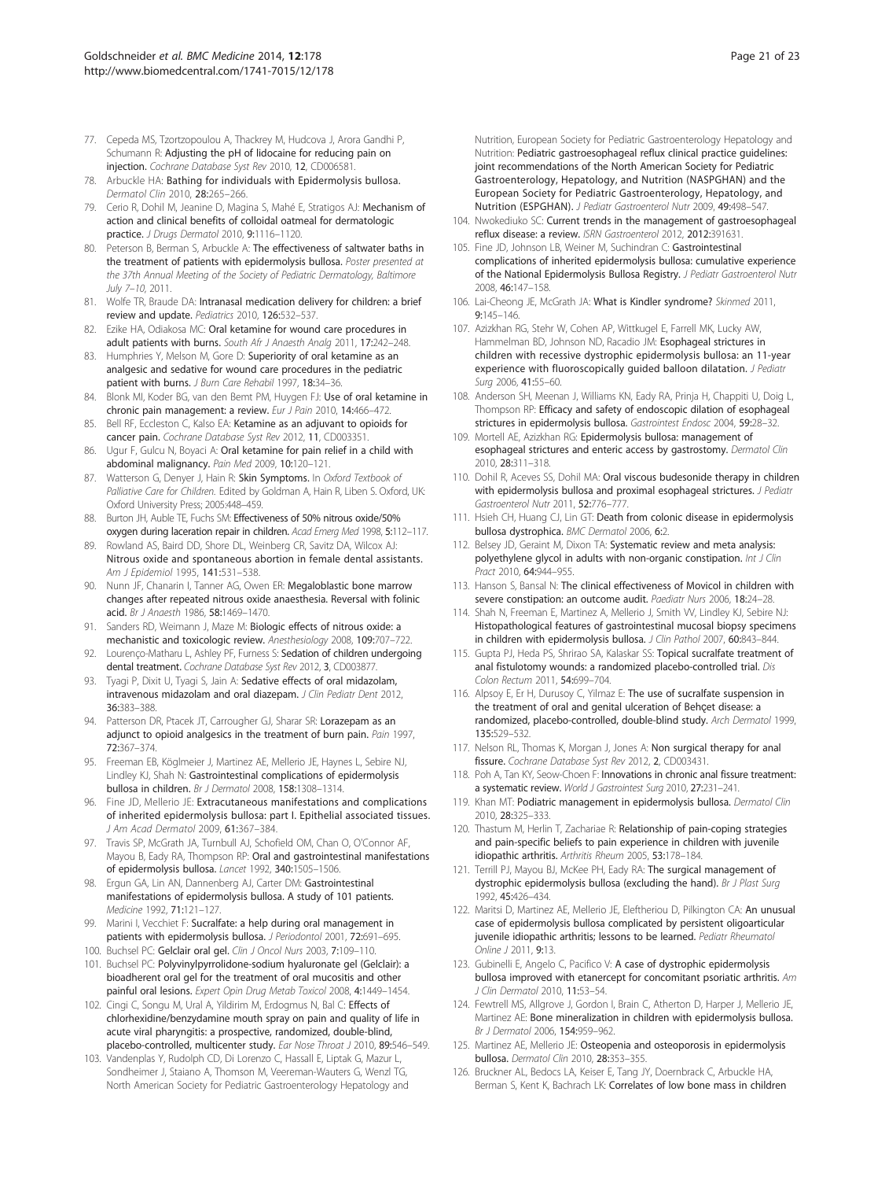77. Cepeda MS, Tzortzopoulou A, Thackrey M, Hudcova J, Arora Gandhi P, Schumann R: **Adjusting the pH of lidocaine for reducing pain on injection.** *Cochrane Database Syst Rev* 2010, **12**, CD006581.
78. Arbuckle HA: **Bathing for individuals with Epidermolysis bullosa.** *Dermatol Clin* 2010, **28:**265–266.
79. Cerio R, Dohil M, Jeanine D, Magina S, Mahé E, Stratigos AJ: **Mechanism of action and clinical benefits of colloidal oatmeal for dermatologic practice.** *J Drugs Dermatol* 2010, **9:**1116–1120.
80. Peterson B, Berman S, Arbuckle A: **The effectiveness of saltwater baths in the treatment of patients with epidermolysis bullosa.** *Poster presented at the 37th Annual Meeting of the Society of Pediatric Dermatology, Baltimore July 7–10,* 2011.
81. Wolfe TR, Braude DA: **Intranasal medication delivery for children: a brief review and update.** *Pediatrics* 2010, **126:**532–537.
82. Ezike HA, Odiakosa MC: **Oral ketamine for wound care procedures in adult patients with burns.** *South Afr J Anaesth Analg* 2011, **17:**242–248.
83. Humphries Y, Melson M, Gore D: **Superiority of oral ketamine as an analgesic and sedative for wound care procedures in the pediatric patient with burns.** *J Burn Care Rehabil* 1997, **18:**34–36.
84. Blonk MI, Koder BG, van den Bemt PM, Huygen FJ: **Use of oral ketamine in chronic pain management: a review.** *Eur J Pain* 2010, **14:**466–472.
85. Bell RF, Eccleston C, Kalso EA: **Ketamine as an adjuvant to opioids for cancer pain.** *Cochrane Database Syst Rev* 2012, **11**, CD003351.
86. Ugur F, Gulcu N, Boyaci A: **Oral ketamine for pain relief in a child with abdominal malignancy.** *Pain Med* 2009, **10:**120–121.
87. Watterson G, Denyer J, Hain R: **Skin Symptoms.** In *Oxford Textbook of Palliative Care for Children.* Edited by Goldman A, Hain R, Liben S. Oxford, UK: Oxford University Press; 2005:448–459.
88. Burton JH, Auble TE, Fuchs SM: **Effectiveness of 50% nitrous oxide/50% oxygen during laceration repair in children.** *Acad Emerg Med* 1998, **5:**112–117.
89. Rowland AS, Baird DD, Shore DL, Weinberg CR, Savitz DA, Wilcox AJ: **Nitrous oxide and spontaneous abortion in female dental assistants.** *Am J Epidemiol* 1995, **141:**531–538.
90. Nunn JF, Chanarin I, Tanner AG, Owen ER: **Megaloblastic bone marrow changes after repeated nitrous oxide anaesthesia. Reversal with folinic acid.** *Br J Anaesth* 1986, **58:**1469–1470.
91. Sanders RD, Weimann J, Maze M: **Biologic effects of nitrous oxide: a mechanistic and toxicologic review.** *Anesthesiology* 2008, **109:**707–722.
92. Lourenço-Matharu L, Ashley PF, Furness S: **Sedation of children undergoing dental treatment.** *Cochrane Database Syst Rev* 2012, **3**, CD003877.
93. Tyagi P, Dixit U, Tyagi S, Jain A: **Sedative effects of oral midazolam, intravenous midazolam and oral diazepam.** *J Clin Pediatr Dent* 2012, **36:**383–388.
94. Patterson DR, Ptacek JT, Carrougher GJ, Sharar SR: **Lorazepam as an adjunct to opioid analgesics in the treatment of burn pain.** *Pain* 1997, **72:**367–374.
95. Freeman EB, Köglmeier J, Martinez AE, Mellerio JE, Haynes L, Sebire NJ, Lindley KJ, Shah N: **Gastrointestinal complications of epidermolysis bullosa in children.** *Br J Dermatol* 2008, **158:**1308–1314.
96. Fine JD, Mellerio JE: **Extracutaneous manifestations and complications of inherited epidermolysis bullosa: part I. Epithelial associated tissues.** *J Am Acad Dermatol* 2009, **61:**367–384.
97. Travis SP, McGrath JA, Turnbull AJ, Schofield OM, Chan O, O'Connor AF, Mayou B, Eady RA, Thompson RP: **Oral and gastrointestinal manifestations of epidermolysis bullosa.** *Lancet* 1992, **340:**1505–1506.
98. Ergun GA, Lin AN, Dannenberg AJ, Carter DM: **Gastrointestinal manifestations of epidermolysis bullosa. A study of 101 patients.** *Medicine* 1992, **71:**121–127.
99. Marini I, Vecchiet F: **Sucralfate: a help during oral management in patients with epidermolysis bullosa.** *J Periodontol* 2001, **72:**691–695.
100. Buchsel PC: **Gelclair oral gel.** *Clin J Oncol Nurs* 2003, **7:**109–110.
101. Buchsel PC: **Polyvinylpyrrolidone-sodium hyaluronate gel (Gelclair): a bioadherent oral gel for the treatment of oral mucositis and other painful oral lesions.** *Expert Opin Drug Metab Toxicol* 2008, **4:**1449–1454.
102. Cingi C, Songu M, Ural A, Yildirim M, Erdogmus N, Bal C: **Effects of chlorhexidine/benzydamine mouth spray on pain and quality of life in acute viral pharyngitis: a prospective, randomized, double-blind, placebo-controlled, multicenter study.** *Ear Nose Throat J* 2010, **89:**546–549.
103. Vandenplas Y, Rudolph CD, Di Lorenzo C, Hassall E, Liptak G, Mazur L, Sondheimer J, Staiano A, Thomson M, Veereman-Wauters G, Wenzl TG, North American Society for Pediatric Gastroenterology Hepatology and Nutrition, European Society for Pediatric Gastroenterology Hepatology and Nutrition: **Pediatric gastroesophageal reflux clinical practice guidelines: joint recommendations of the North American Society for Pediatric Gastroenterology, Hepatology, and Nutrition (NASPGHAN) and the European Society for Pediatric Gastroenterology, Hepatology, and Nutrition (ESPGHAN).** *J Pediatr Gastroenterol Nutr* 2009, **49:**498–547.
104. Nwokediuko SC: **Current trends in the management of gastroesophageal reflux disease: a review.** *ISRN Gastroenterol* 2012, **2012:**391631.
105. Fine JD, Johnson LB, Weiner M, Suchindran C: **Gastrointestinal complications of inherited epidermolysis bullosa: cumulative experience of the National Epidermolysis Bullosa Registry.** *J Pediatr Gastroenterol Nutr* 2008, **46:**147–158.
106. Lai-Cheong JE, McGrath JA: **What is Kindler syndrome?** *Skinmed* 2011, **9:**145–146.
107. Azizkhan RG, Stehr W, Cohen AP, Wittkugel E, Farrell MK, Lucky AW, Hammelman BD, Johnson ND, Racadio JM: **Esophageal strictures in children with recessive dystrophic epidermolysis bullosa: an 11-year experience with fluoroscopically guided balloon dilatation.** *J Pediatr Surg* 2006, **41:**55–60.
108. Anderson SH, Meenan J, Williams KN, Eady RA, Prinja H, Chappiti U, Doig L, Thompson RP: **Efficacy and safety of endoscopic dilation of esophageal strictures in epidermolysis bullosa.** *Gastrointest Endosc* 2004, **59:**28–32.
109. Mortell AE, Azizkhan RG: **Epidermolysis bullosa: management of esophageal strictures and enteric access by gastrostomy.** *Dermatol Clin* 2010, **28:**311–318.
110. Dohil R, Aceves SS, Dohil MA: **Oral viscous budesonide therapy in children with epidermolysis bullosa and proximal esophageal strictures.** *J Pediatr Gastroenterol Nutr* 2011, **52:**776–777.
111. Hsieh CH, Huang CJ, Lin GT: **Death from colonic disease in epidermolysis bullosa dystrophica.** *BMC Dermatol* 2006, **6:**2.
112. Belsey JD, Geraint M, Dixon TA: **Systematic review and meta analysis: polyethylene glycol in adults with non-organic constipation.** *Int J Clin Pract* 2010, **64:**944–955.
113. Hanson S, Bansal N: **The clinical effectiveness of Movicol in children with severe constipation: an outcome audit.** *Paediatr Nurs* 2006, **18:**24–28.
114. Shah N, Freeman E, Martinez A, Mellerio J, Smith VV, Lindley KJ, Sebire NJ: **Histopathological features of gastrointestinal mucosal biopsy specimens in children with epidermolysis bullosa.** *J Clin Pathol* 2007, **60:**843–844.
115. Gupta PJ, Heda PS, Shrirao SA, Kalaskar SS: **Topical sucralfate treatment of anal fistulotomy wounds: a randomized placebo-controlled trial.** *Dis Colon Rectum* 2011, **54:**699–704.
116. Alpsoy E, Er H, Durusoy C, Yilmaz E: **The use of sucralfate suspension in the treatment of oral and genital ulceration of Behçet disease: a randomized, placebo-controlled, double-blind study.** *Arch Dermatol* 1999, **135:**529–532.
117. Nelson RL, Thomas K, Morgan J, Jones A: **Non surgical therapy for anal fissure.** *Cochrane Database Syst Rev* 2012, **2**, CD003431.
118. Poh A, Tan KY, Seow-Choen F: **Innovations in chronic anal fissure treatment: a systematic review.** *World J Gastrointest Surg* 2010, **27:**231–241.
119. Khan MT: **Podiatric management in epidermolysis bullosa.** *Dermatol Clin* 2010, **28:**325–333.
120. Thastum M, Herlin T, Zachariae R: **Relationship of pain-coping strategies and pain-specific beliefs to pain experience in children with juvenile idiopathic arthritis.** *Arthritis Rheum* 2005, **53:**178–184.
121. Terrill PJ, Mayou BJ, McKee PH, Eady RA: **The surgical management of dystrophic epidermolysis bullosa (excluding the hand).** *Br J Plast Surg* 1992, **45:**426–434.
122. Maritsi D, Martinez AE, Mellerio JE, Eleftheriou D, Pilkington CA: **An unusual case of epidermolysis bullosa complicated by persistent oligoarticular juvenile idiopathic arthritis; lessons to be learned.** *Pediatr Rheumatol Online J* 2011, **9:**13.
123. Gubinelli E, Angelo C, Pacifico V: **A case of dystrophic epidermolysis bullosa improved with etanercept for concomitant psoriatic arthritis.** *Am J Clin Dermatol* 2010, **11:**53–54.
124. Fewtrell MS, Allgrove J, Gordon I, Brain C, Atherton D, Harper J, Mellerio JE, Martinez AE: **Bone mineralization in children with epidermolysis bullosa.** *Br J Dermatol* 2006, **154:**959–962.
125. Martinez AE, Mellerio JE: **Osteopenia and osteoporosis in epidermolysis bullosa.** *Dermatol Clin* 2010, **28:**353–355.
126. Bruckner AL, Bedocs LA, Keiser E, Tang JY, Doernbrack C, Arbuckle HA, Berman S, Kent K, Bachrach LK: **Correlates of low bone mass in children**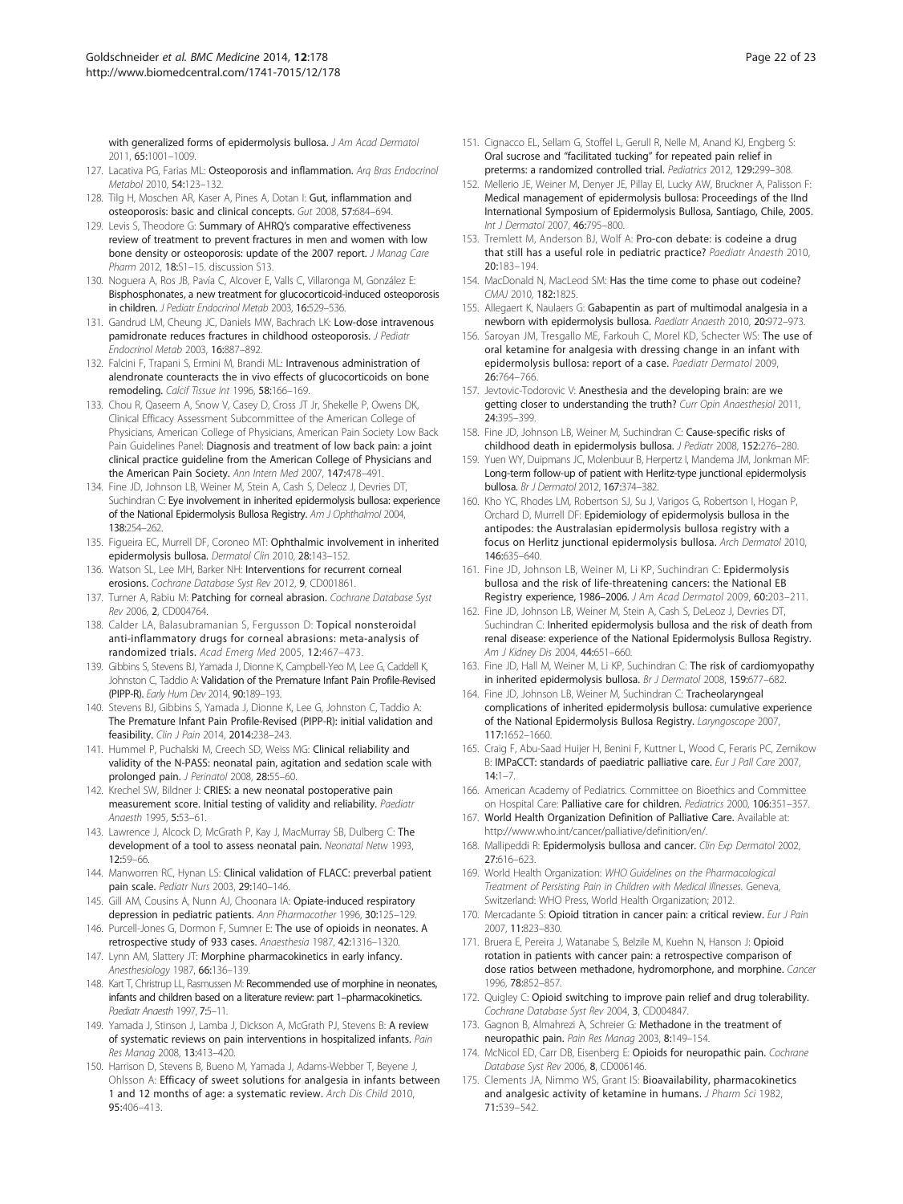with generalized forms of epidermolysis bullosa. *J Am Acad Dermatol* 2011, **65:**1001–1009.

127. Lacativa PG, Farias ML: **Osteoporosis and inflammation.** *Arq Bras Endocrinol Metabol* 2010, **54:**123–132.
128. Tilg H, Moschen AR, Kaser A, Pines A, Dotan I: **Gut, inflammation and osteoporosis: basic and clinical concepts.** *Gut* 2008, **57:**684–694.
129. Levis S, Theodore G: **Summary of AHRQ's comparative effectiveness review of treatment to prevent fractures in men and women with low bone density or osteoporosis: update of the 2007 report.** *J Manag Care Pharm* 2012, **18:**S1–15. discussion S13.
130. Noguera A, Ros JB, Pavía C, Alcover E, Valls C, Villaronga M, González E: **Bisphosphonates, a new treatment for glucocorticoid-induced osteoporosis in children.** *J Pediatr Endocrinol Metab* 2003, **16:**529–536.
131. Gandrud LM, Cheung JC, Daniels MW, Bachrach LK: **Low-dose intravenous pamidronate reduces fractures in childhood osteoporosis.** *J Pediatr Endocrinol Metab* 2003, **16:**887–892.
132. Falcini F, Trapani S, Ermini M, Brandi ML: **Intravenous administration of alendronate counteracts the in vivo effects of glucocorticoids on bone remodeling.** *Calcif Tissue Int* 1996, **58:**166–169.
133. Chou R, Qaseem A, Snow V, Casey D, Cross JT Jr, Shekelle P, Owens DK, Clinical Efficacy Assessment Subcommittee of the American College of Physicians, American College of Physicians, American Pain Society Low Back Pain Guidelines Panel: **Diagnosis and treatment of low back pain: a joint clinical practice guideline from the American College of Physicians and the American Pain Society.** *Ann Intern Med* 2007, **147:**478–491.
134. Fine JD, Johnson LB, Weiner M, Stein A, Cash S, Deleoz J, Devries DT, Suchindran C: **Eye involvement in inherited epidermolysis bullosa: experience of the National Epidermolysis Bullosa Registry.** *Am J Ophthalmol* 2004, **138:**254–262.
135. Figueira EC, Murrell DF, Coroneo MT: **Ophthalmic involvement in inherited epidermolysis bullosa.** *Dermatol Clin* 2010, **28:**143–152.
136. Watson SL, Lee MH, Barker NH: **Interventions for recurrent corneal erosions.** *Cochrane Database Syst Rev* 2012, **9**, CD001861.
137. Turner A, Rabiu M: **Patching for corneal abrasion.** *Cochrane Database Syst Rev* 2006, **2**, CD004764.
138. Calder LA, Balasubramanian S, Fergusson D: **Topical nonsteroidal anti-inflammatory drugs for corneal abrasions: meta-analysis of randomized trials.** *Acad Emerg Med* 2005, **12:**467–473.
139. Gibbins S, Stevens BJ, Yamada J, Dionne K, Campbell-Yeo M, Lee G, Caddell K, Johnston C, Taddio A: **Validation of the Premature Infant Pain Profile-Revised (PIPP-R).** *Early Hum Dev* 2014, **90:**189–193.
140. Stevens BJ, Gibbins S, Yamada J, Dionne K, Lee G, Johnston C, Taddio A: **The Premature Infant Pain Profile-Revised (PIPP-R): initial validation and feasibility.** *Clin J Pain* 2014, **2014:**238–243.
141. Hummel P, Puchalski M, Creech SD, Weiss MG: **Clinical reliability and validity of the N-PASS: neonatal pain, agitation and sedation scale with prolonged pain.** *J Perinatol* 2008, **28:**55–60.
142. Krechel SW, Bildner J: **CRIES: a new neonatal postoperative pain measurement score. Initial testing of validity and reliability.** *Paediatr Anaesth* 1995, **5:**53–61.
143. Lawrence J, Alcock D, McGrath P, Kay J, MacMurray SB, Dulberg C: **The development of a tool to assess neonatal pain.** *Neonatal Netw* 1993, **12:**59–66.
144. Manworren RC, Hynan LS: **Clinical validation of FLACC: preverbal patient pain scale.** *Pediatr Nurs* 2003, **29:**140–146.
145. Gill AM, Cousins A, Nunn AJ, Choonara IA: **Opiate-induced respiratory depression in pediatric patients.** *Ann Pharmacother* 1996, **30:**125–129.
146. Purcell-Jones G, Dormon F, Sumner E: **The use of opioids in neonates. A retrospective study of 933 cases.** *Anaesthesia* 1987, **42:**1316–1320.
147. Lynn AM, Slattery JT: **Morphine pharmacokinetics in early infancy.** *Anesthesiology* 1987, **66:**136–139.
148. Kart T, Christrup LL, Rasmussen M: **Recommended use of morphine in neonates, infants and children based on a literature review: part 1–pharmacokinetics.** *Paediatr Anaesth* 1997, **7:**5–11.
149. Yamada J, Stinson J, Lamba J, Dickson A, McGrath PJ, Stevens B: **A review of systematic reviews on pain interventions in hospitalized infants.** *Pain Res Manag* 2008, **13:**413–420.
150. Harrison D, Stevens B, Bueno M, Yamada J, Adams-Webber T, Beyene J, Ohlsson A: **Efficacy of sweet solutions for analgesia in infants between 1 and 12 months of age: a systematic review.** *Arch Dis Child* 2010, **95:**406–413.
151. Cignacco EL, Sellam G, Stoffel L, Gerull R, Nelle M, Anand KJ, Engberg S: **Oral sucrose and "facilitated tucking" for repeated pain relief in preterms: a randomized controlled trial.** *Pediatrics* 2012, **129:**299–308.
152. Mellerio JE, Weiner M, Denyer JE, Pillay EI, Lucky AW, Bruckner A, Palisson F: **Medical management of epidermolysis bullosa: Proceedings of the IInd International Symposium of Epidermolysis Bullosa, Santiago, Chile, 2005.** *Int J Dermatol* 2007, **46:**795–800.
153. Tremlett M, Anderson BJ, Wolf A: **Pro-con debate: is codeine a drug that still has a useful role in pediatric practice?** *Paediatr Anaesth* 2010, **20:**183–194.
154. MacDonald N, MacLeod SM: **Has the time come to phase out codeine?** *CMAJ* 2010, **182:**1825.
155. Allegaert K, Naulaers G: **Gabapentin as part of multimodal analgesia in a newborn with epidermolysis bullosa.** *Paediatr Anaesth* 2010, **20:**972–973.
156. Saroyan JM, Tresgallo ME, Farkouh C, Morel KD, Schecter WS: **The use of oral ketamine for analgesia with dressing change in an infant with epidermolysis bullosa: report of a case.** *Paediatr Dermatol* 2009, **26:**764–766.
157. Jevtovic-Todorovic V: **Anesthesia and the developing brain: are we getting closer to understanding the truth?** *Curr Opin Anaesthesiol* 2011, **24:**395–399.
158. Fine JD, Johnson LB, Weiner M, Suchindran C: **Cause-specific risks of childhood death in epidermolysis bullosa.** *J Pediatr* 2008, **152:**276–280.
159. Yuen WY, Duipmans JC, Molenbuur B, Herpertz I, Mandema JM, Jonkman MF: **Long-term follow-up of patient with Herlitz-type junctional epidermolysis bullosa.** *Br J Dermatol* 2012, **167:**374–382.
160. Kho YC, Rhodes LM, Robertson SJ, Su J, Varigos G, Robertson I, Hogan P, Orchard D, Murrell DF: **Epidemiology of epidermolysis bullosa in the antipodes: the Australasian epidermolysis bullosa registry with a focus on Herlitz junctional epidermolysis bullosa.** *Arch Dermatol* 2010, **146:**635–640.
161. Fine JD, Johnson LB, Weiner M, Li KP, Suchindran C: **Epidermolysis bullosa and the risk of life-threatening cancers: the National EB Registry experience, 1986–2006.** *J Am Acad Dermatol* 2009, **60:**203–211.
162. Fine JD, Johnson LB, Weiner M, Stein A, Cash S, DeLeoz J, Devries DT, Suchindran C: **Inherited epidermolysis bullosa and the risk of death from renal disease: experience of the National Epidermolysis Bullosa Registry.** *Am J Kidney Dis* 2004, **44:**651–660.
163. Fine JD, Hall M, Weiner M, Li KP, Suchindran C: **The risk of cardiomyopathy in inherited epidermolysis bullosa.** *Br J Dermatol* 2008, **159:**677–682.
164. Fine JD, Johnson LB, Weiner M, Suchindran C: **Tracheolaryngeal complications of inherited epidermolysis bullosa: cumulative experience of the National Epidermolysis Bullosa Registry.** *Laryngoscope* 2007, **117:**1652–1660.
165. Craig F, Abu-Saad Huijer H, Benini F, Kuttner L, Wood C, Feraris PC, Zernikow B: **IMPaCCT: standards of paediatric palliative care.** *Eur J Pall Care* 2007, **14:**1–7.
166. American Academy of Pediatrics. Committee on Bioethics and Committee on Hospital Care: **Palliative care for children.** *Pediatrics* 2000, **106:**351–357.
167. World Health Organization **Definition of Palliative Care.** Available at: http://www.who.int/cancer/palliative/definition/en/.
168. Mallipeddi R: **Epidermolysis bullosa and cancer.** *Clin Exp Dermatol* 2002, **27:**616–623.
169. World Health Organization: *WHO Guidelines on the Pharmacological Treatment of Persisting Pain in Children with Medical Illnesses.* Geneva, Switzerland: WHO Press, World Health Organization; 2012.
170. Mercadante S: **Opioid titration in cancer pain: a critical review.** *Eur J Pain* 2007, **11:**823–830.
171. Bruera E, Pereira J, Watanabe S, Belzile M, Kuehn N, Hanson J: **Opioid rotation in patients with cancer pain: a retrospective comparison of dose ratios between methadone, hydromorphone, and morphine.** *Cancer* 1996, **78:**852–857.
172. Quigley C: **Opioid switching to improve pain relief and drug tolerability.** *Cochrane Database Syst Rev* 2004, **3**, CD004847.
173. Gagnon B, Almahrezi A, Schreier G: **Methadone in the treatment of neuropathic pain.** *Pain Res Manag* 2003, **8:**149–154.
174. McNicol ED, Carr DB, Eisenberg E: **Opioids for neuropathic pain.** *Cochrane Database Syst Rev* 2006, **8**, CD006146.
175. Clements JA, Nimmo WS, Grant IS: **Bioavailability, pharmacokinetics and analgesic activity of ketamine in humans.** *J Pharm Sci* 1982, **71:**539–542.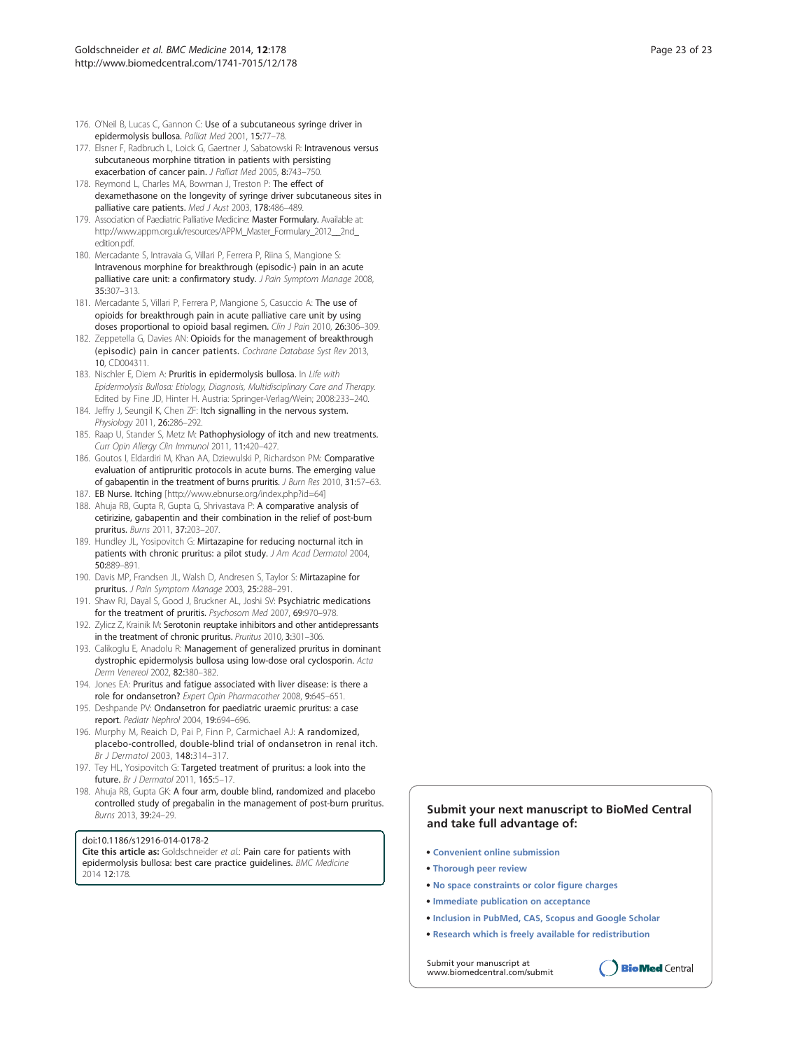176. O'Neil B, Lucas C, Gannon C: Use of a subcutaneous syringe driver in epidermolysis bullosa. *Palliat Med* 2001, **15:**77–78.
177. Elsner F, Radbruch L, Loick G, Gaertner J, Sabatowski R: Intravenous versus subcutaneous morphine titration in patients with persisting exacerbation of cancer pain. *J Palliat Med* 2005, **8:**743–750.
178. Reymond L, Charles MA, Bowman J, Treston P: The effect of dexamethasone on the longevity of syringe driver subcutaneous sites in palliative care patients. *Med J Aust* 2003, **178:**486–489.
179. Association of Paediatric Palliative Medicine: Master Formulary. Available at: http://www.appm.org.uk/resources/APPM_Master_Formulary_2012__2nd_edition.pdf.
180. Mercadante S, Intravaia G, Villari P, Ferrera P, Riina S, Mangione S: Intravenous morphine for breakthrough (episodic-) pain in an acute palliative care unit: a confirmatory study. *J Pain Symptom Manage* 2008, **35:**307–313.
181. Mercadante S, Villari P, Ferrera P, Mangione S, Casuccio A: The use of opioids for breakthrough pain in acute palliative care unit by using doses proportional to opioid basal regimen. *Clin J Pain* 2010, **26:**306–309.
182. Zeppetella G, Davies AN: Opioids for the management of breakthrough (episodic) pain in cancer patients. *Cochrane Database Syst Rev* 2013, **10**, CD004311.
183. Nischler E, Diem A: Pruritis in epidermolysis bullosa. In *Life with Epidermolysis Bullosa: Etiology, Diagnosis, Multidisciplinary Care and Therapy.* Edited by Fine JD, Hinter H. Austria: Springer-Verlag/Wein; 2008:233–240.
184. Jeffry J, Seungil K, Chen ZF: Itch signalling in the nervous system. *Physiology* 2011, **26:**286–292.
185. Raap U, Stander S, Metz M: Pathophysiology of itch and new treatments. *Curr Opin Allergy Clin Immunol* 2011, **11:**420–427.
186. Goutos I, Eldardiri M, Khan AA, Dziewulski P, Richardson PM: Comparative evaluation of antipruritic protocols in acute burns. The emerging value of gabapentin in the treatment of burns pruritis. *J Burn Res* 2010, **31:**57–63.
187. EB Nurse. Itching [http://www.ebnurse.org/index.php?id=64]
188. Ahuja RB, Gupta R, Gupta G, Shrivastava P: A comparative analysis of cetirizine, gabapentin and their combination in the relief of post-burn pruritus. *Burns* 2011, **37:**203–207.
189. Hundley JL, Yosipovitch G: Mirtazapine for reducing nocturnal itch in patients with chronic pruritus: a pilot study. *J Am Acad Dermatol* 2004, **50:**889–891.
190. Davis MP, Frandsen JL, Walsh D, Andresen S, Taylor S: Mirtazapine for pruritus. *J Pain Symptom Manage* 2003, **25:**288–291.
191. Shaw RJ, Dayal S, Good J, Bruckner AL, Joshi SV: Psychiatric medications for the treatment of pruritis. *Psychosom Med* 2007, **69:**970–978.
192. Zylicz Z, Krainik M: Serotonin reuptake inhibitors and other antidepressants in the treatment of chronic pruritus. *Pruritus* 2010, **3:**301–306.
193. Calikoglu E, Anadolu R: Management of generalized pruritus in dominant dystrophic epidermolysis bullosa using low-dose oral cyclosporin. *Acta Derm Venereol* 2002, **82:**380–382.
194. Jones EA: Pruritus and fatigue associated with liver disease: is there a role for ondansetron? *Expert Opin Pharmacother* 2008, **9:**645–651.
195. Deshpande PV: Ondansetron for paediatric uraemic pruritus: a case report. *Pediatr Nephrol* 2004, **19:**694–696.
196. Murphy M, Reaich D, Pai P, Finn P, Carmichael AJ: A randomized, placebo-controlled, double-blind trial of ondansetron in renal itch. *Br J Dermatol* 2003, **148:**314–317.
197. Tey HL, Yosipovitch G: Targeted treatment of pruritus: a look into the future. *Br J Dermatol* 2011, **165:**5–17.
198. Ahuja RB, Gupta GK: A four arm, double blind, randomized and placebo controlled study of pregabalin in the management of post-burn pruritus. *Burns* 2013, **39:**24–29.

doi:10.1186/s12916-014-0178-2

**Cite this article as:** Goldschneider *et al.*: Pain care for patients with epidermolysis bullosa: best care practice guidelines. *BMC Medicine* 2014 **12**:178.

**Submit your next manuscript to BioMed Central and take full advantage of:**

- **Convenient online submission**
- **Thorough peer review**
- **No space constraints or color figure charges**
- **Immediate publication on acceptance**
- **Inclusion in PubMed, CAS, Scopus and Google Scholar**
- **Research which is freely available for redistribution**

Submit your manuscript at www.biomedcentral.com/submit

BioMed Central